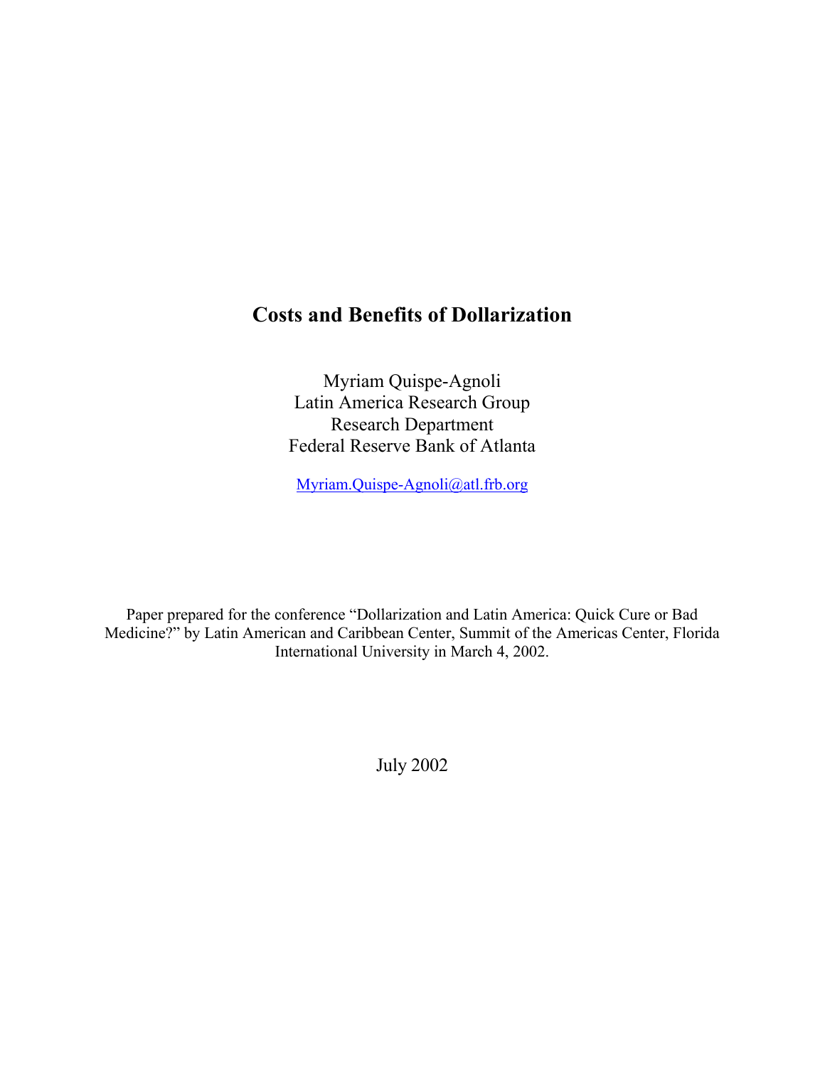# Costs and Benefits of Dollarization

Myriam Quispe-Agnoli
Latin America Research Group
Research Department
Federal Reserve Bank of Atlanta

Myriam.Quispe-Agnoli@atl.frb.org

Paper prepared for the conference "Dollarization and Latin America: Quick Cure or Bad Medicine?" by Latin American and Caribbean Center, Summit of the Americas Center, Florida International University in March 4, 2002.

July 2002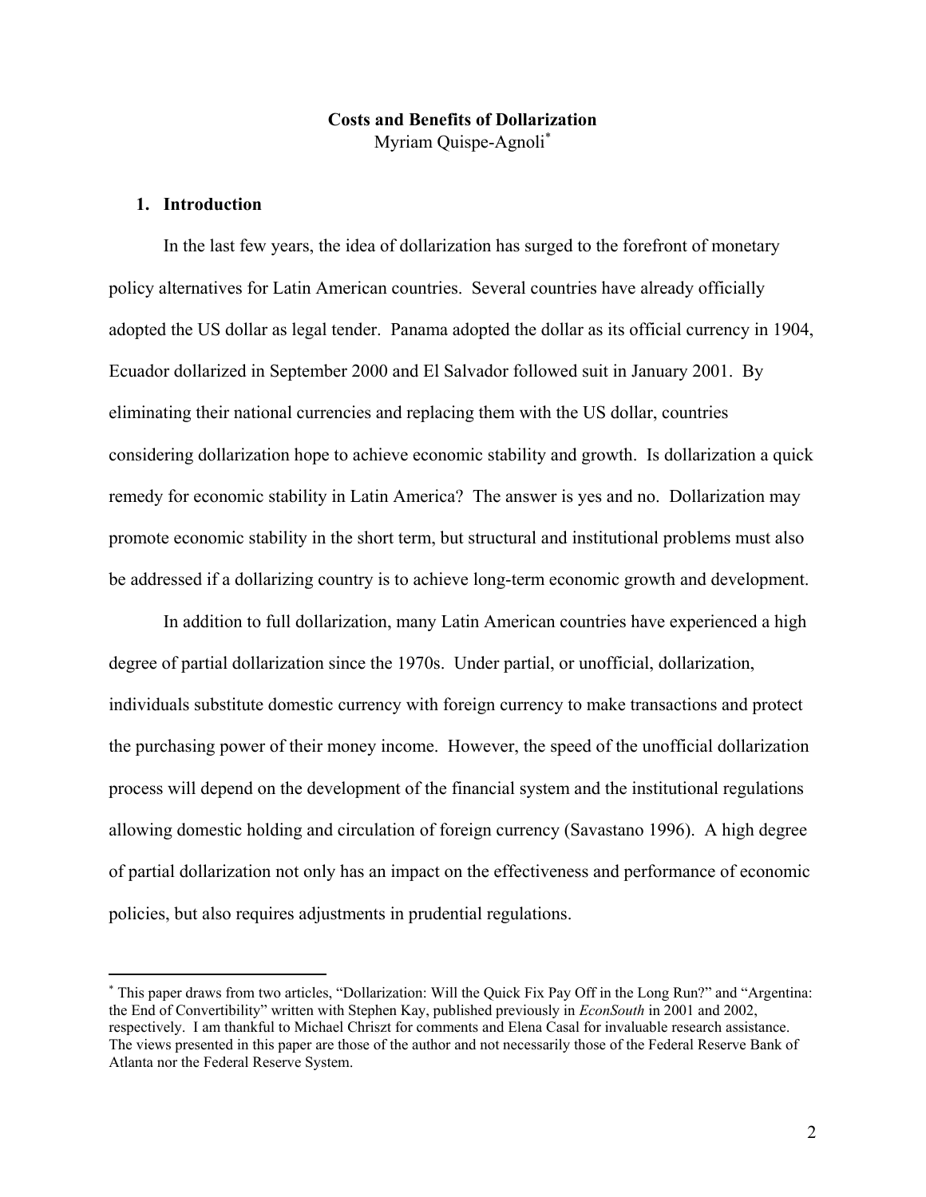**Costs and Benefits of Dollarization**

Myriam Quispe-Agnoli[*]

## 1. Introduction

In the last few years, the idea of dollarization has surged to the forefront of monetary policy alternatives for Latin American countries. Several countries have already officially adopted the US dollar as legal tender. Panama adopted the dollar as its official currency in 1904, Ecuador dollarized in September 2000 and El Salvador followed suit in January 2001. By eliminating their national currencies and replacing them with the US dollar, countries considering dollarization hope to achieve economic stability and growth. Is dollarization a quick remedy for economic stability in Latin America? The answer is yes and no. Dollarization may promote economic stability in the short term, but structural and institutional problems must also be addressed if a dollarizing country is to achieve long-term economic growth and development.

In addition to full dollarization, many Latin American countries have experienced a high degree of partial dollarization since the 1970s. Under partial, or unofficial, dollarization, individuals substitute domestic currency with foreign currency to make transactions and protect the purchasing power of their money income. However, the speed of the unofficial dollarization process will depend on the development of the financial system and the institutional regulations allowing domestic holding and circulation of foreign currency (Savastano 1996). A high degree of partial dollarization not only has an impact on the effectiveness and performance of economic policies, but also requires adjustments in prudential regulations.

---

[*] This paper draws from two articles, "Dollarization: Will the Quick Fix Pay Off in the Long Run?" and "Argentina: the End of Convertibility" written with Stephen Kay, published previously in *EconSouth* in 2001 and 2002, respectively. I am thankful to Michael Chriszt for comments and Elena Casal for invaluable research assistance. The views presented in this paper are those of the author and not necessarily those of the Federal Reserve Bank of Atlanta nor the Federal Reserve System.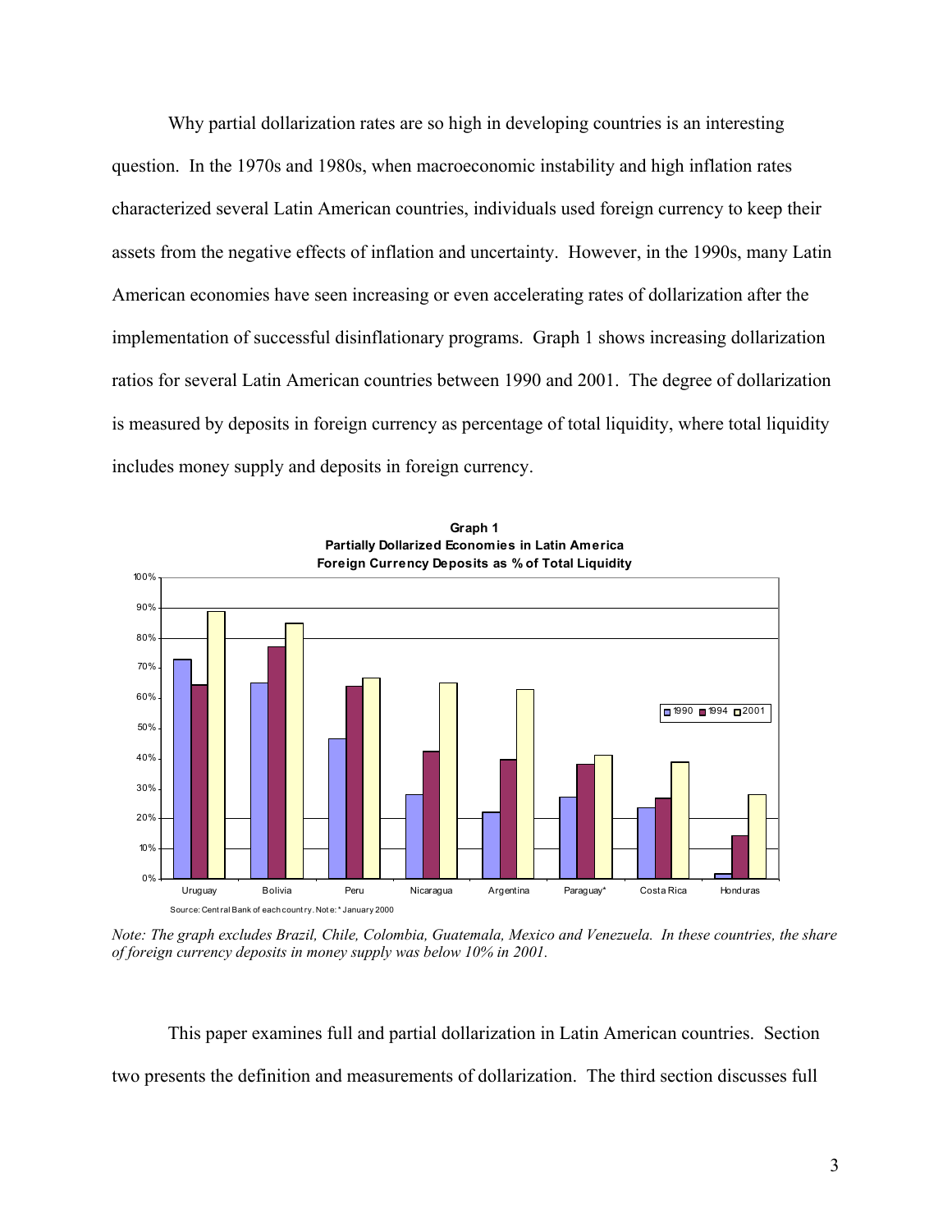Why partial dollarization rates are so high in developing countries is an interesting question. In the 1970s and 1980s, when macroeconomic instability and high inflation rates characterized several Latin American countries, individuals used foreign currency to keep their assets from the negative effects of inflation and uncertainty. However, in the 1990s, many Latin American economies have seen increasing or even accelerating rates of dollarization after the implementation of successful disinflationary programs. Graph 1 shows increasing dollarization ratios for several Latin American countries between 1990 and 2001. The degree of dollarization is measured by deposits in foreign currency as percentage of total liquidity, where total liquidity includes money supply and deposits in foreign currency.

**Graph 1**
**Partially Dollarized Economies in Latin America**
**Foreign Currency Deposits as % of Total Liquidity**

Source: Central Bank of each country. Note: * January 2000

*Note: The graph excludes Brazil, Chile, Colombia, Guatemala, Mexico and Venezuela. In these countries, the share of foreign currency deposits in money supply was below 10% in 2001.*

This paper examines full and partial dollarization in Latin American countries. Section two presents the definition and measurements of dollarization. The third section discusses full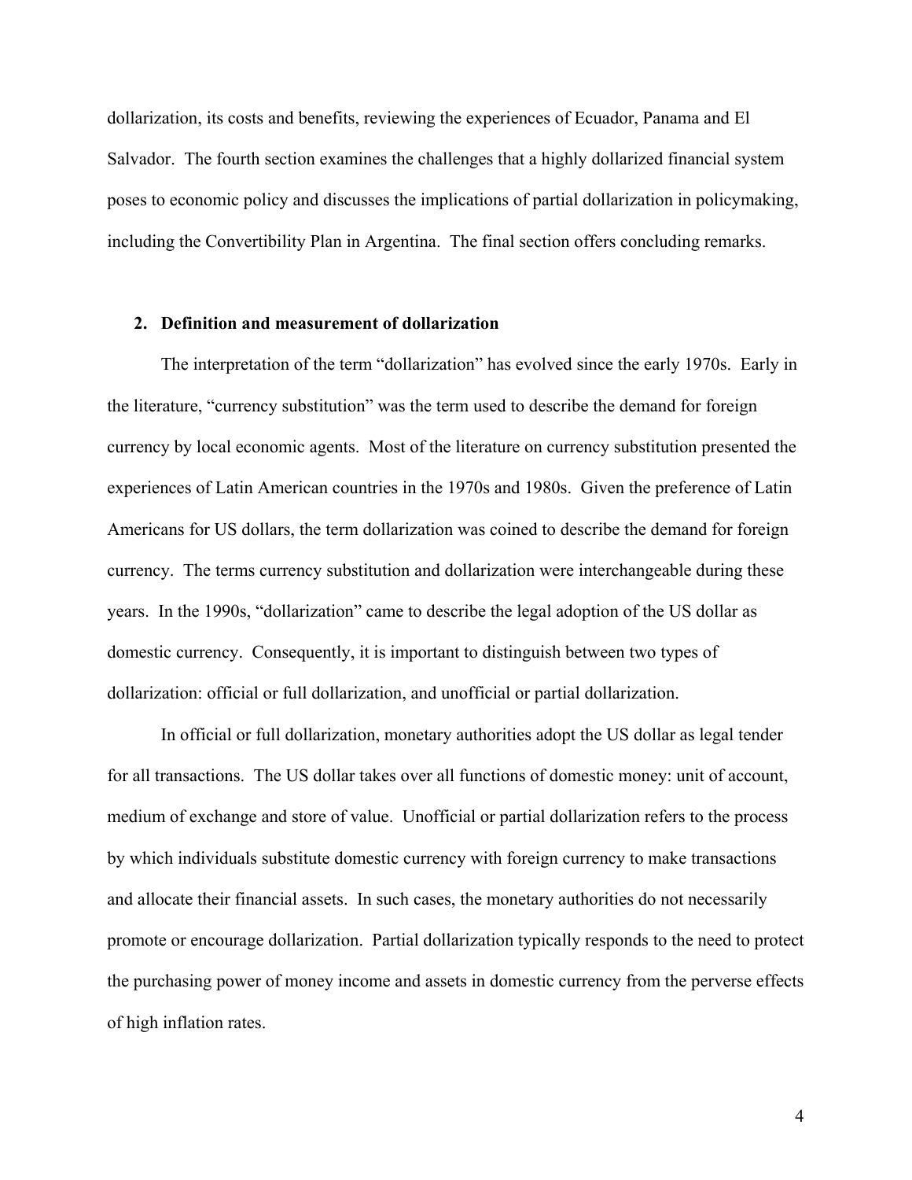dollarization, its costs and benefits, reviewing the experiences of Ecuador, Panama and El Salvador. The fourth section examines the challenges that a highly dollarized financial system poses to economic policy and discusses the implications of partial dollarization in policymaking, including the Convertibility Plan in Argentina. The final section offers concluding remarks.

## 2. Definition and measurement of dollarization

The interpretation of the term "dollarization" has evolved since the early 1970s. Early in the literature, "currency substitution" was the term used to describe the demand for foreign currency by local economic agents. Most of the literature on currency substitution presented the experiences of Latin American countries in the 1970s and 1980s. Given the preference of Latin Americans for US dollars, the term dollarization was coined to describe the demand for foreign currency. The terms currency substitution and dollarization were interchangeable during these years. In the 1990s, "dollarization" came to describe the legal adoption of the US dollar as domestic currency. Consequently, it is important to distinguish between two types of dollarization: official or full dollarization, and unofficial or partial dollarization.

In official or full dollarization, monetary authorities adopt the US dollar as legal tender for all transactions. The US dollar takes over all functions of domestic money: unit of account, medium of exchange and store of value. Unofficial or partial dollarization refers to the process by which individuals substitute domestic currency with foreign currency to make transactions and allocate their financial assets. In such cases, the monetary authorities do not necessarily promote or encourage dollarization. Partial dollarization typically responds to the need to protect the purchasing power of money income and assets in domestic currency from the perverse effects of high inflation rates.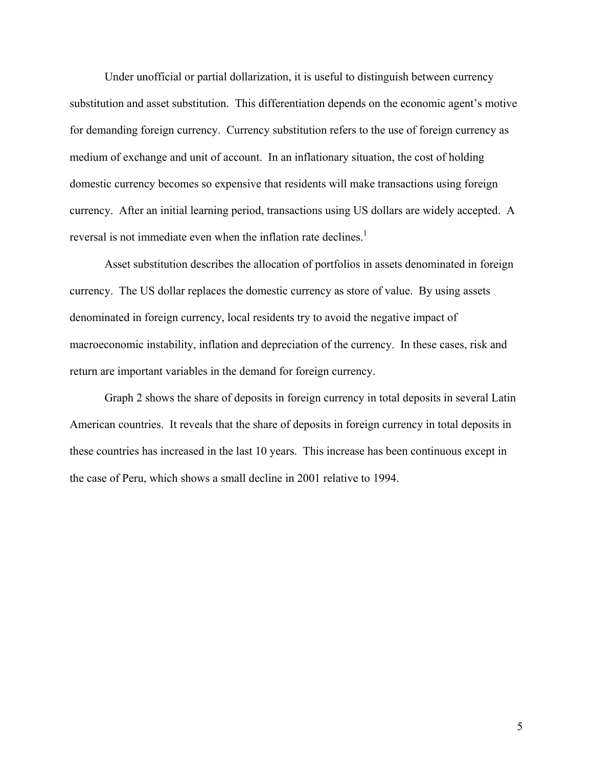Under unofficial or partial dollarization, it is useful to distinguish between currency substitution and asset substitution. This differentiation depends on the economic agent's motive for demanding foreign currency. Currency substitution refers to the use of foreign currency as medium of exchange and unit of account. In an inflationary situation, the cost of holding domestic currency becomes so expensive that residents will make transactions using foreign currency. After an initial learning period, transactions using US dollars are widely accepted. A reversal is not immediate even when the inflation rate declines.[1]

Asset substitution describes the allocation of portfolios in assets denominated in foreign currency. The US dollar replaces the domestic currency as store of value. By using assets denominated in foreign currency, local residents try to avoid the negative impact of macroeconomic instability, inflation and depreciation of the currency. In these cases, risk and return are important variables in the demand for foreign currency.

Graph 2 shows the share of deposits in foreign currency in total deposits in several Latin American countries. It reveals that the share of deposits in foreign currency in total deposits in these countries has increased in the last 10 years. This increase has been continuous except in the case of Peru, which shows a small decline in 2001 relative to 1994.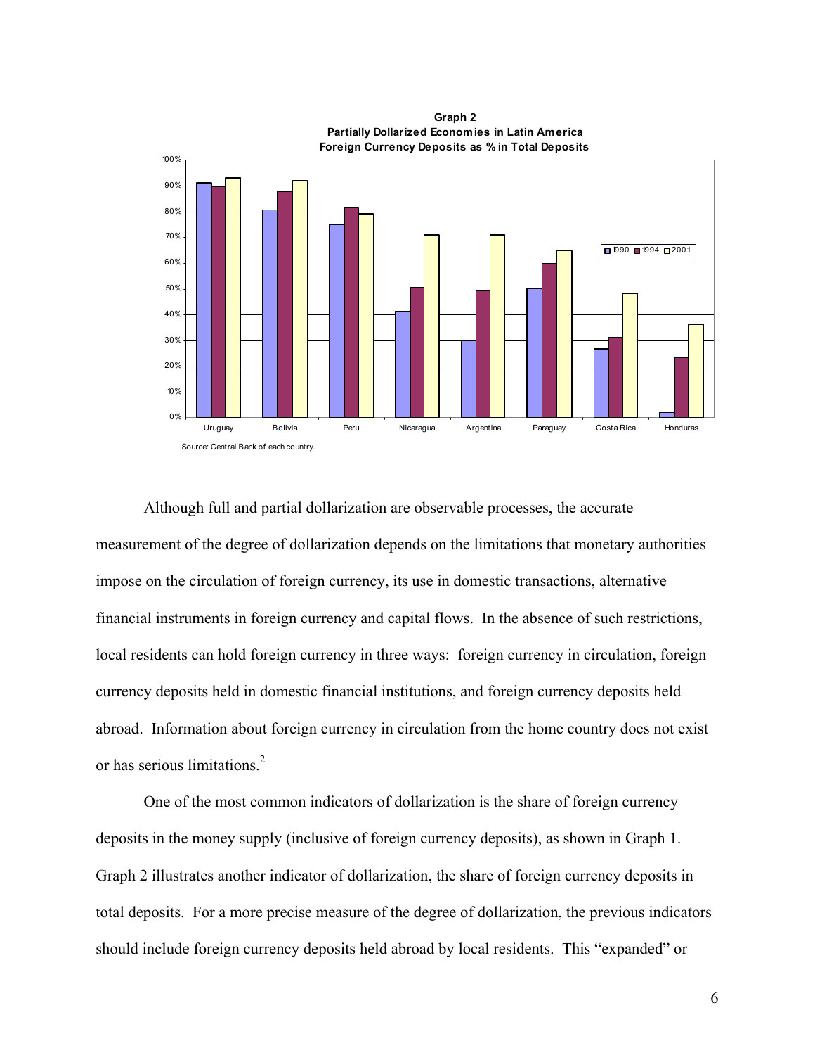**Graph 2**
**Partially Dollarized Economies in Latin America**
**Foreign Currency Deposits as % in Total Deposits**

Source: Central Bank of each country.

Although full and partial dollarization are observable processes, the accurate measurement of the degree of dollarization depends on the limitations that monetary authorities impose on the circulation of foreign currency, its use in domestic transactions, alternative financial instruments in foreign currency and capital flows. In the absence of such restrictions, local residents can hold foreign currency in three ways: foreign currency in circulation, foreign currency deposits held in domestic financial institutions, and foreign currency deposits held abroad. Information about foreign currency in circulation from the home country does not exist or has serious limitations.[2]

One of the most common indicators of dollarization is the share of foreign currency deposits in the money supply (inclusive of foreign currency deposits), as shown in Graph 1. Graph 2 illustrates another indicator of dollarization, the share of foreign currency deposits in total deposits. For a more precise measure of the degree of dollarization, the previous indicators should include foreign currency deposits held abroad by local residents. This "expanded" or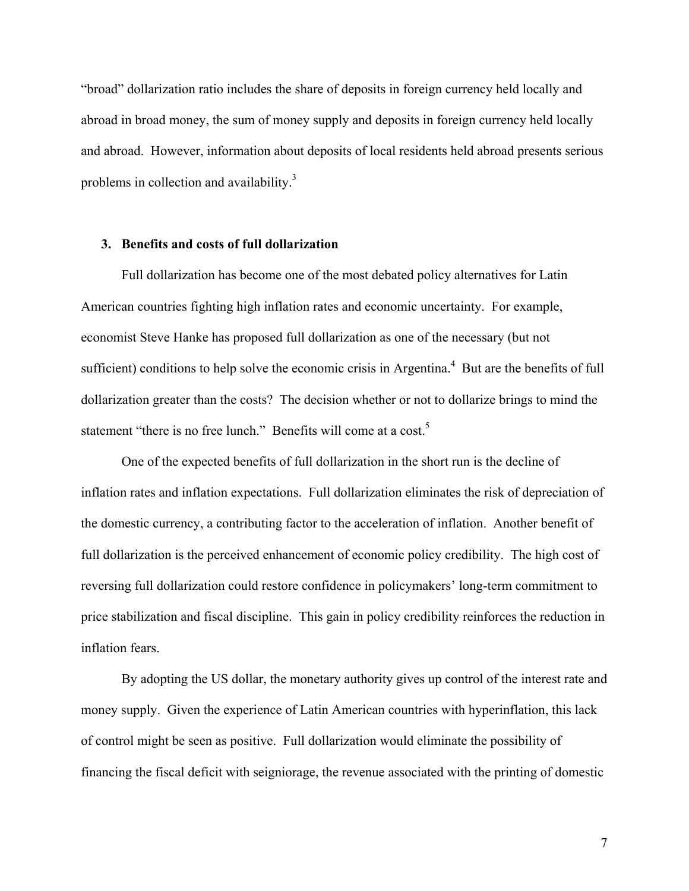"broad" dollarization ratio includes the share of deposits in foreign currency held locally and abroad in broad money, the sum of money supply and deposits in foreign currency held locally and abroad. However, information about deposits of local residents held abroad presents serious problems in collection and availability.[3]

### 3. Benefits and costs of full dollarization

Full dollarization has become one of the most debated policy alternatives for Latin American countries fighting high inflation rates and economic uncertainty. For example, economist Steve Hanke has proposed full dollarization as one of the necessary (but not sufficient) conditions to help solve the economic crisis in Argentina.[4] But are the benefits of full dollarization greater than the costs? The decision whether or not to dollarize brings to mind the statement "there is no free lunch." Benefits will come at a cost.[5]

One of the expected benefits of full dollarization in the short run is the decline of inflation rates and inflation expectations. Full dollarization eliminates the risk of depreciation of the domestic currency, a contributing factor to the acceleration of inflation. Another benefit of full dollarization is the perceived enhancement of economic policy credibility. The high cost of reversing full dollarization could restore confidence in policymakers' long-term commitment to price stabilization and fiscal discipline. This gain in policy credibility reinforces the reduction in inflation fears.

By adopting the US dollar, the monetary authority gives up control of the interest rate and money supply. Given the experience of Latin American countries with hyperinflation, this lack of control might be seen as positive. Full dollarization would eliminate the possibility of financing the fiscal deficit with seigniorage, the revenue associated with the printing of domestic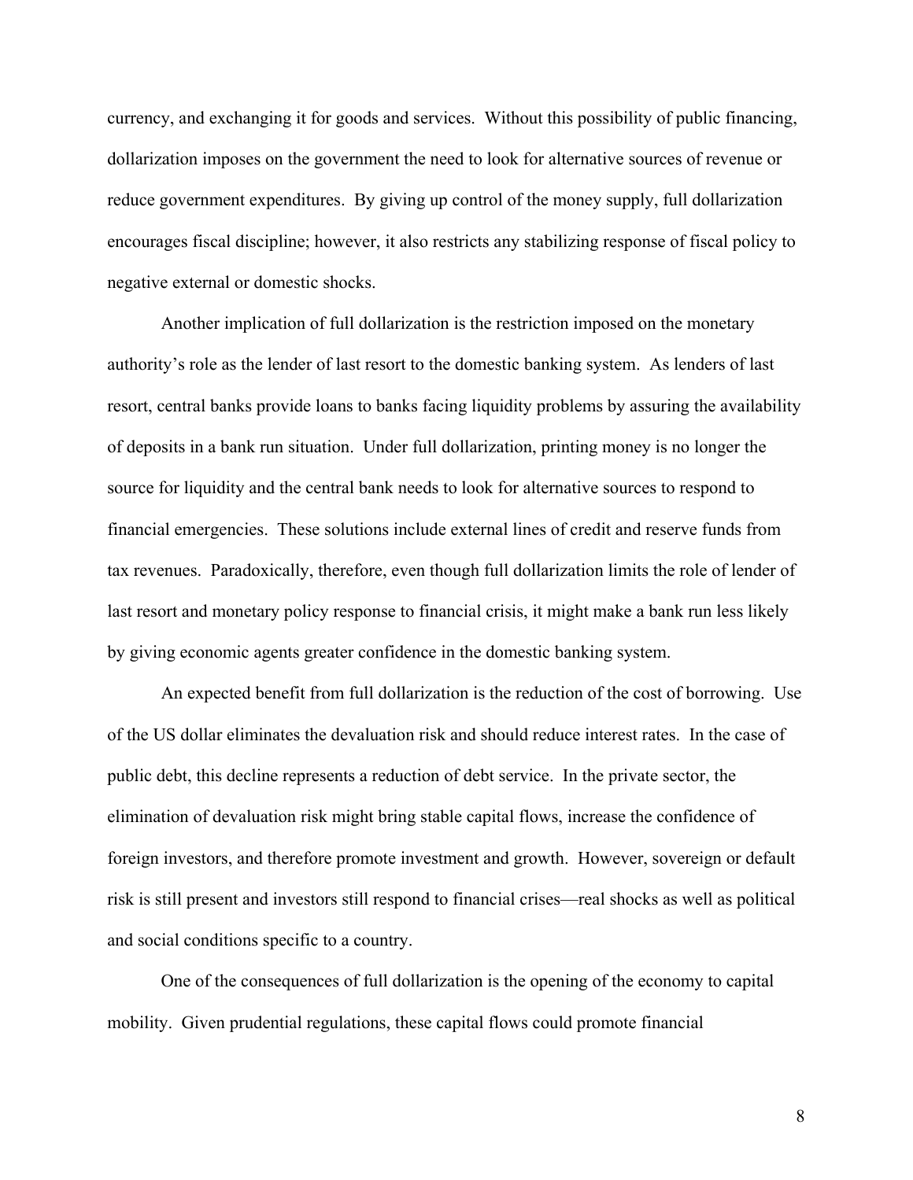currency, and exchanging it for goods and services. Without this possibility of public financing, dollarization imposes on the government the need to look for alternative sources of revenue or reduce government expenditures. By giving up control of the money supply, full dollarization encourages fiscal discipline; however, it also restricts any stabilizing response of fiscal policy to negative external or domestic shocks.

Another implication of full dollarization is the restriction imposed on the monetary authority's role as the lender of last resort to the domestic banking system. As lenders of last resort, central banks provide loans to banks facing liquidity problems by assuring the availability of deposits in a bank run situation. Under full dollarization, printing money is no longer the source for liquidity and the central bank needs to look for alternative sources to respond to financial emergencies. These solutions include external lines of credit and reserve funds from tax revenues. Paradoxically, therefore, even though full dollarization limits the role of lender of last resort and monetary policy response to financial crisis, it might make a bank run less likely by giving economic agents greater confidence in the domestic banking system.

An expected benefit from full dollarization is the reduction of the cost of borrowing. Use of the US dollar eliminates the devaluation risk and should reduce interest rates. In the case of public debt, this decline represents a reduction of debt service. In the private sector, the elimination of devaluation risk might bring stable capital flows, increase the confidence of foreign investors, and therefore promote investment and growth. However, sovereign or default risk is still present and investors still respond to financial crises—real shocks as well as political and social conditions specific to a country.

One of the consequences of full dollarization is the opening of the economy to capital mobility. Given prudential regulations, these capital flows could promote financial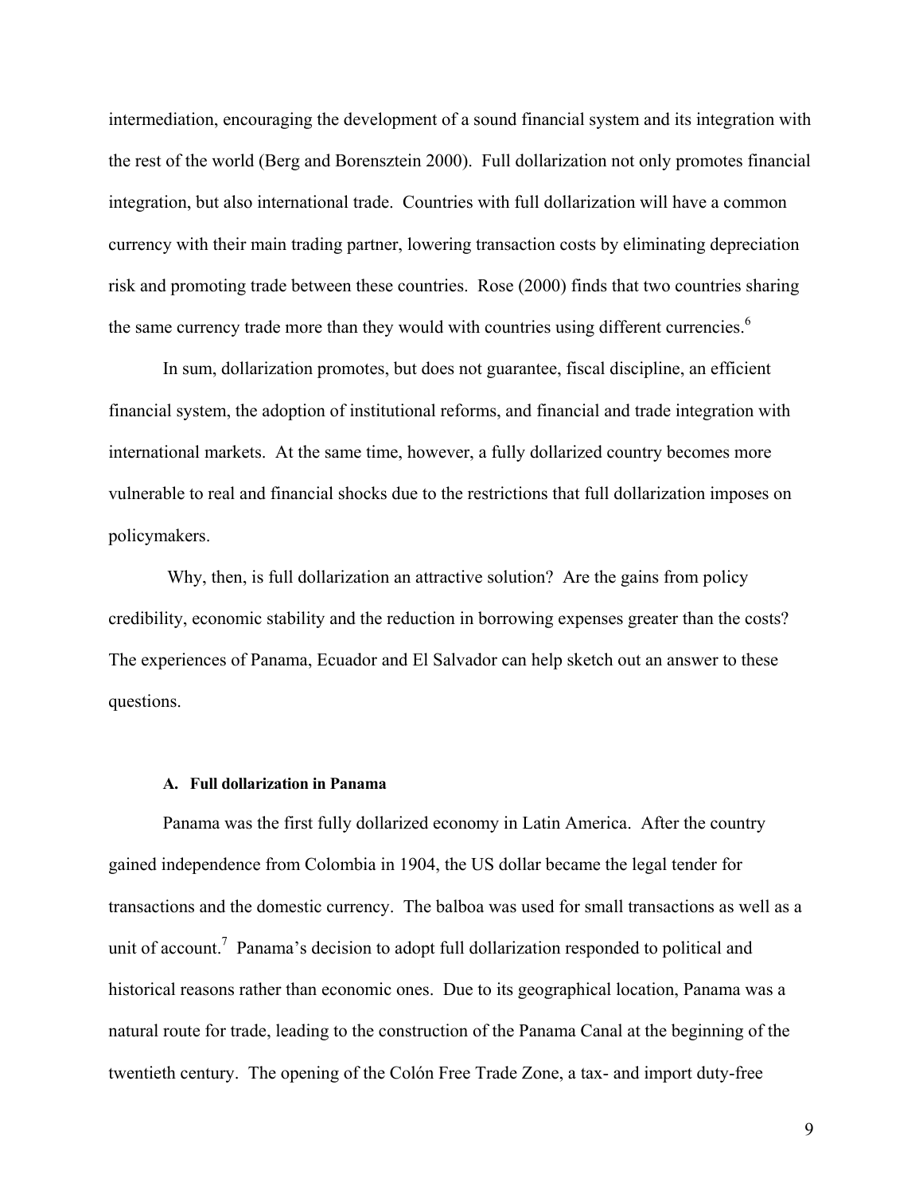intermediation, encouraging the development of a sound financial system and its integration with the rest of the world (Berg and Borensztein 2000). Full dollarization not only promotes financial integration, but also international trade. Countries with full dollarization will have a common currency with their main trading partner, lowering transaction costs by eliminating depreciation risk and promoting trade between these countries. Rose (2000) finds that two countries sharing the same currency trade more than they would with countries using different currencies.[6]

In sum, dollarization promotes, but does not guarantee, fiscal discipline, an efficient financial system, the adoption of institutional reforms, and financial and trade integration with international markets. At the same time, however, a fully dollarized country becomes more vulnerable to real and financial shocks due to the restrictions that full dollarization imposes on policymakers.

Why, then, is full dollarization an attractive solution? Are the gains from policy credibility, economic stability and the reduction in borrowing expenses greater than the costs? The experiences of Panama, Ecuador and El Salvador can help sketch out an answer to these questions.

#### A. Full dollarization in Panama

Panama was the first fully dollarized economy in Latin America. After the country gained independence from Colombia in 1904, the US dollar became the legal tender for transactions and the domestic currency. The balboa was used for small transactions as well as a unit of account.[7] Panama's decision to adopt full dollarization responded to political and historical reasons rather than economic ones. Due to its geographical location, Panama was a natural route for trade, leading to the construction of the Panama Canal at the beginning of the twentieth century. The opening of the Colón Free Trade Zone, a tax- and import duty-free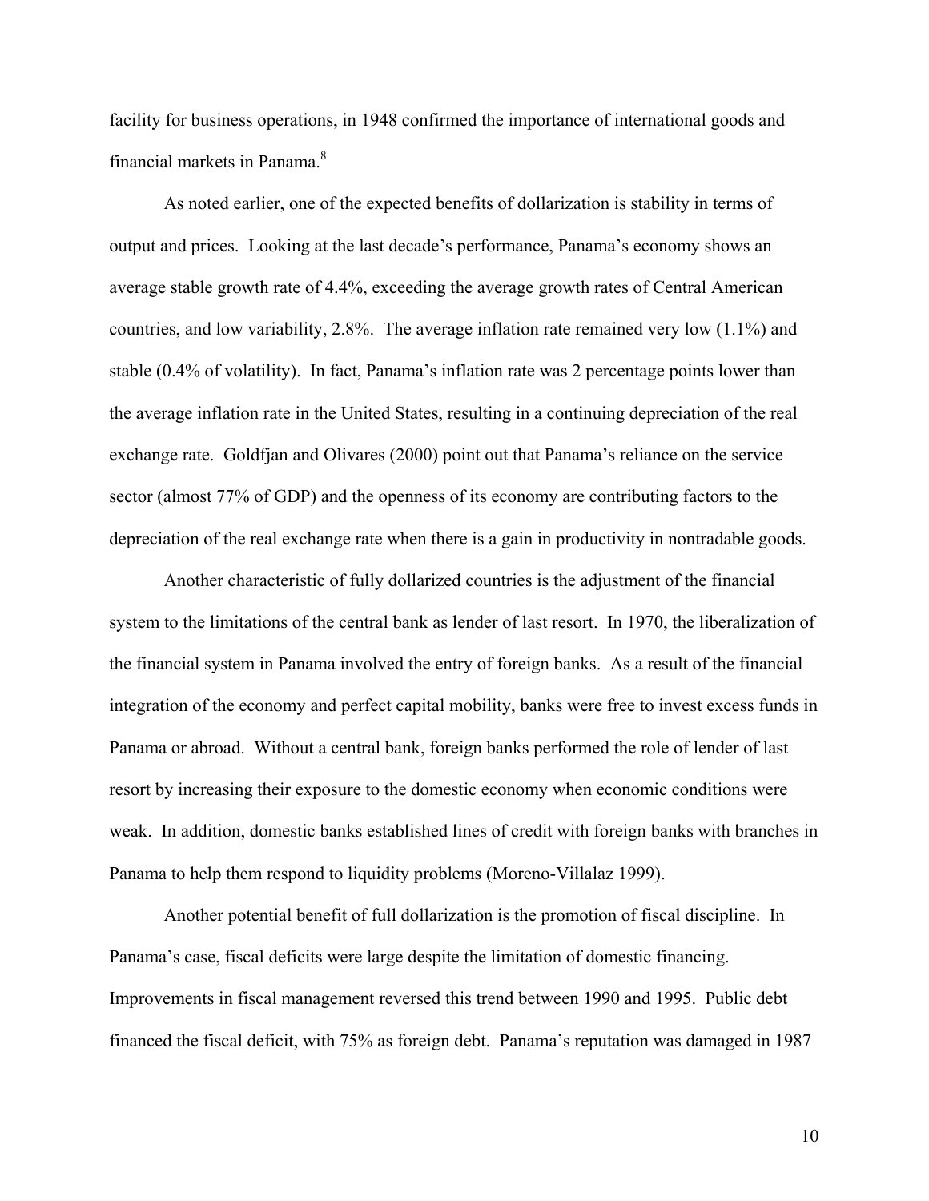facility for business operations, in 1948 confirmed the importance of international goods and financial markets in Panama.[8]

As noted earlier, one of the expected benefits of dollarization is stability in terms of output and prices. Looking at the last decade's performance, Panama's economy shows an average stable growth rate of 4.4%, exceeding the average growth rates of Central American countries, and low variability, 2.8%. The average inflation rate remained very low (1.1%) and stable (0.4% of volatility). In fact, Panama's inflation rate was 2 percentage points lower than the average inflation rate in the United States, resulting in a continuing depreciation of the real exchange rate. Goldfjan and Olivares (2000) point out that Panama's reliance on the service sector (almost 77% of GDP) and the openness of its economy are contributing factors to the depreciation of the real exchange rate when there is a gain in productivity in nontradable goods.

Another characteristic of fully dollarized countries is the adjustment of the financial system to the limitations of the central bank as lender of last resort. In 1970, the liberalization of the financial system in Panama involved the entry of foreign banks. As a result of the financial integration of the economy and perfect capital mobility, banks were free to invest excess funds in Panama or abroad. Without a central bank, foreign banks performed the role of lender of last resort by increasing their exposure to the domestic economy when economic conditions were weak. In addition, domestic banks established lines of credit with foreign banks with branches in Panama to help them respond to liquidity problems (Moreno-Villalaz 1999).

Another potential benefit of full dollarization is the promotion of fiscal discipline. In Panama's case, fiscal deficits were large despite the limitation of domestic financing. Improvements in fiscal management reversed this trend between 1990 and 1995. Public debt financed the fiscal deficit, with 75% as foreign debt. Panama's reputation was damaged in 1987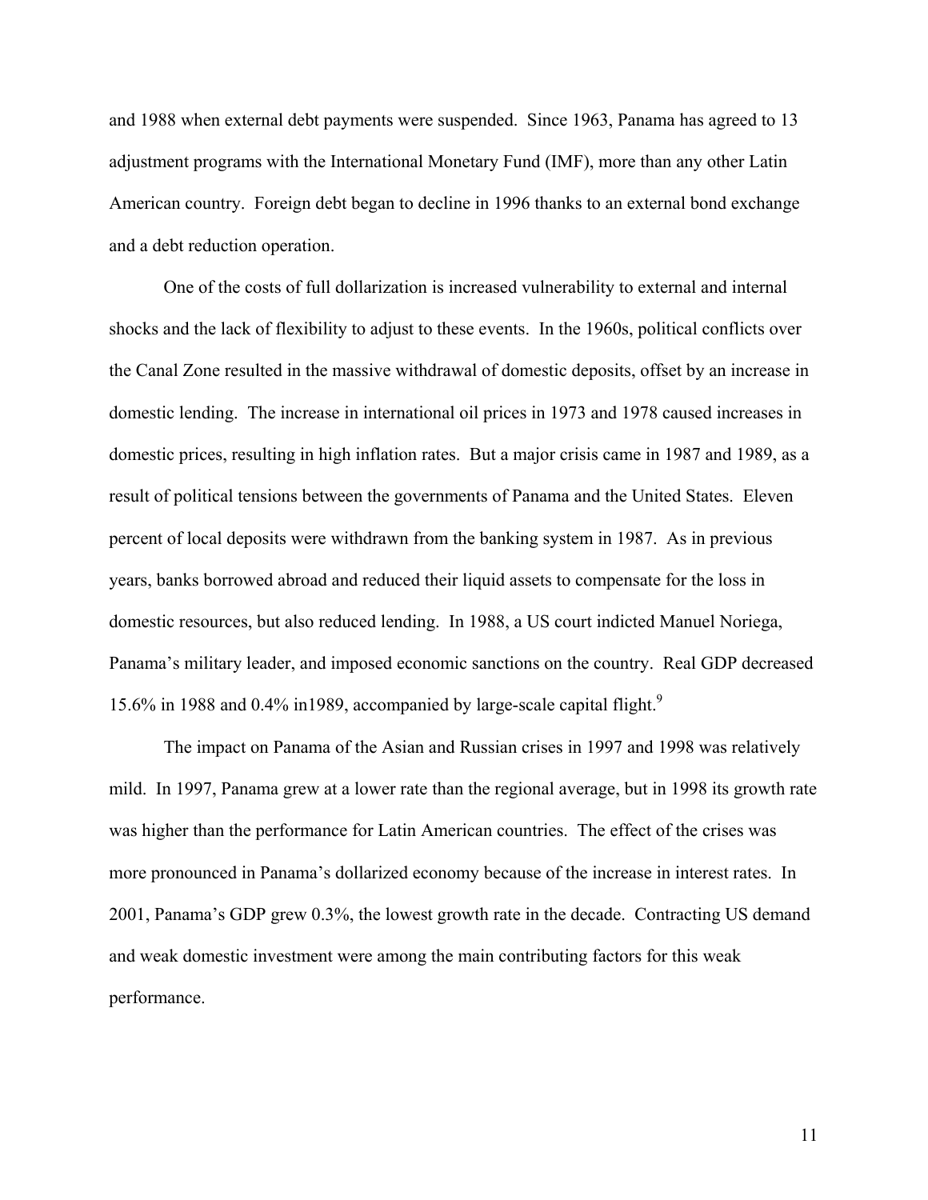and 1988 when external debt payments were suspended. Since 1963, Panama has agreed to 13 adjustment programs with the International Monetary Fund (IMF), more than any other Latin American country. Foreign debt began to decline in 1996 thanks to an external bond exchange and a debt reduction operation.

One of the costs of full dollarization is increased vulnerability to external and internal shocks and the lack of flexibility to adjust to these events. In the 1960s, political conflicts over the Canal Zone resulted in the massive withdrawal of domestic deposits, offset by an increase in domestic lending. The increase in international oil prices in 1973 and 1978 caused increases in domestic prices, resulting in high inflation rates. But a major crisis came in 1987 and 1989, as a result of political tensions between the governments of Panama and the United States. Eleven percent of local deposits were withdrawn from the banking system in 1987. As in previous years, banks borrowed abroad and reduced their liquid assets to compensate for the loss in domestic resources, but also reduced lending. In 1988, a US court indicted Manuel Noriega, Panama's military leader, and imposed economic sanctions on the country. Real GDP decreased 15.6% in 1988 and 0.4% in1989, accompanied by large-scale capital flight.[9]

The impact on Panama of the Asian and Russian crises in 1997 and 1998 was relatively mild. In 1997, Panama grew at a lower rate than the regional average, but in 1998 its growth rate was higher than the performance for Latin American countries. The effect of the crises was more pronounced in Panama's dollarized economy because of the increase in interest rates. In 2001, Panama's GDP grew 0.3%, the lowest growth rate in the decade. Contracting US demand and weak domestic investment were among the main contributing factors for this weak performance.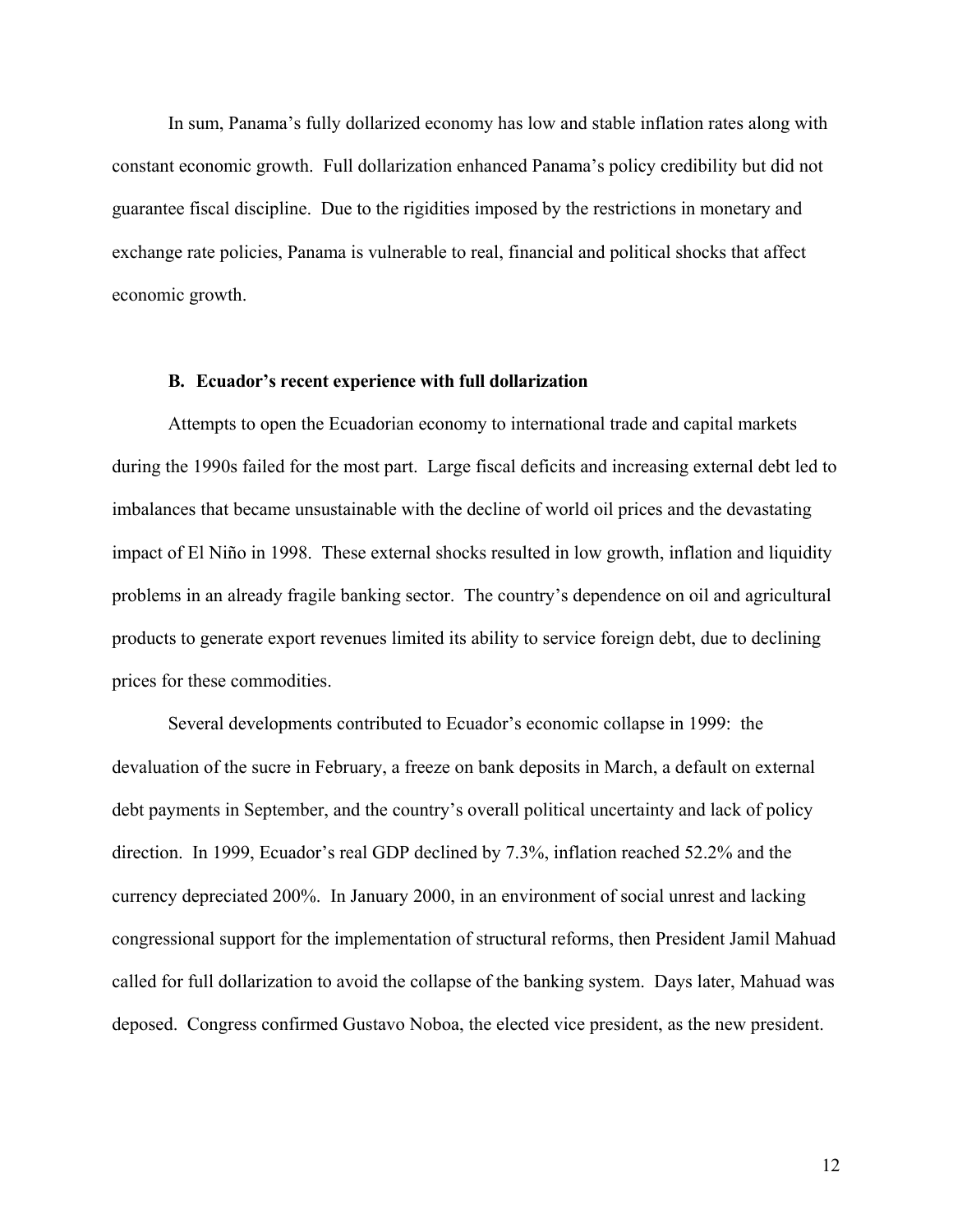In sum, Panama's fully dollarized economy has low and stable inflation rates along with constant economic growth. Full dollarization enhanced Panama's policy credibility but did not guarantee fiscal discipline. Due to the rigidities imposed by the restrictions in monetary and exchange rate policies, Panama is vulnerable to real, financial and political shocks that affect economic growth.

### B. Ecuador's recent experience with full dollarization

Attempts to open the Ecuadorian economy to international trade and capital markets during the 1990s failed for the most part. Large fiscal deficits and increasing external debt led to imbalances that became unsustainable with the decline of world oil prices and the devastating impact of El Niño in 1998. These external shocks resulted in low growth, inflation and liquidity problems in an already fragile banking sector. The country's dependence on oil and agricultural products to generate export revenues limited its ability to service foreign debt, due to declining prices for these commodities.

Several developments contributed to Ecuador's economic collapse in 1999: the devaluation of the sucre in February, a freeze on bank deposits in March, a default on external debt payments in September, and the country's overall political uncertainty and lack of policy direction. In 1999, Ecuador's real GDP declined by 7.3%, inflation reached 52.2% and the currency depreciated 200%. In January 2000, in an environment of social unrest and lacking congressional support for the implementation of structural reforms, then President Jamil Mahuad called for full dollarization to avoid the collapse of the banking system. Days later, Mahuad was deposed. Congress confirmed Gustavo Noboa, the elected vice president, as the new president.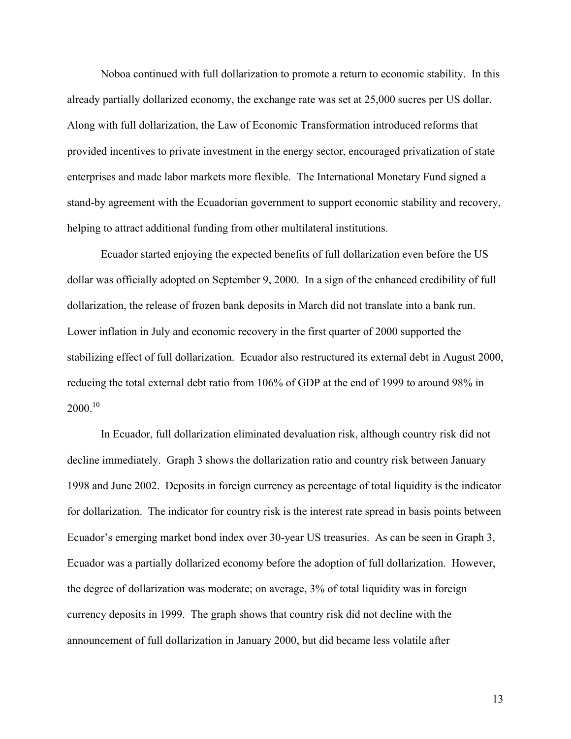Noboa continued with full dollarization to promote a return to economic stability. In this already partially dollarized economy, the exchange rate was set at 25,000 sucres per US dollar. Along with full dollarization, the Law of Economic Transformation introduced reforms that provided incentives to private investment in the energy sector, encouraged privatization of state enterprises and made labor markets more flexible. The International Monetary Fund signed a stand-by agreement with the Ecuadorian government to support economic stability and recovery, helping to attract additional funding from other multilateral institutions.

Ecuador started enjoying the expected benefits of full dollarization even before the US dollar was officially adopted on September 9, 2000. In a sign of the enhanced credibility of full dollarization, the release of frozen bank deposits in March did not translate into a bank run. Lower inflation in July and economic recovery in the first quarter of 2000 supported the stabilizing effect of full dollarization. Ecuador also restructured its external debt in August 2000, reducing the total external debt ratio from 106% of GDP at the end of 1999 to around 98% in 2000.[10]

In Ecuador, full dollarization eliminated devaluation risk, although country risk did not decline immediately. Graph 3 shows the dollarization ratio and country risk between January 1998 and June 2002. Deposits in foreign currency as percentage of total liquidity is the indicator for dollarization. The indicator for country risk is the interest rate spread in basis points between Ecuador's emerging market bond index over 30-year US treasuries. As can be seen in Graph 3, Ecuador was a partially dollarized economy before the adoption of full dollarization. However, the degree of dollarization was moderate; on average, 3% of total liquidity was in foreign currency deposits in 1999. The graph shows that country risk did not decline with the announcement of full dollarization in January 2000, but did became less volatile after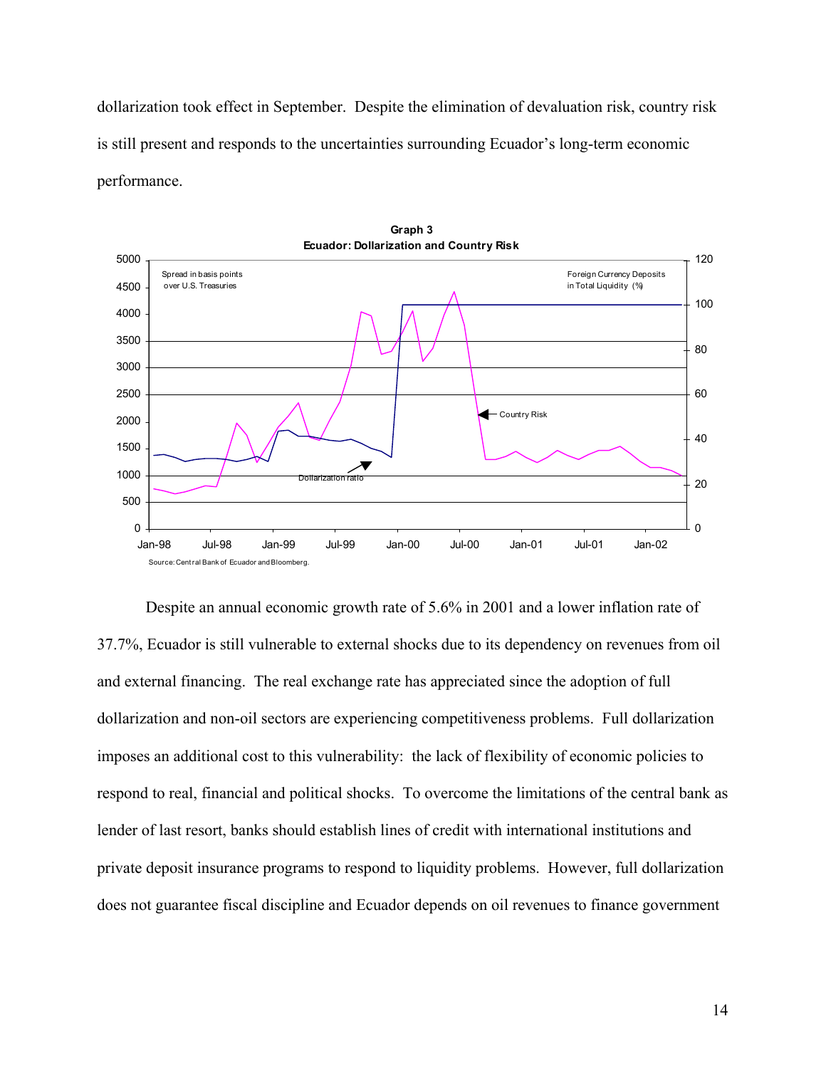dollarization took effect in September. Despite the elimination of devaluation risk, country risk is still present and responds to the uncertainties surrounding Ecuador's long-term economic performance.

**Graph 3**
**Ecuador: Dollarization and Country Risk**

Source: Central Bank of Ecuador and Bloomberg.

Despite an annual economic growth rate of 5.6% in 2001 and a lower inflation rate of 37.7%, Ecuador is still vulnerable to external shocks due to its dependency on revenues from oil and external financing. The real exchange rate has appreciated since the adoption of full dollarization and non-oil sectors are experiencing competitiveness problems. Full dollarization imposes an additional cost to this vulnerability: the lack of flexibility of economic policies to respond to real, financial and political shocks. To overcome the limitations of the central bank as lender of last resort, banks should establish lines of credit with international institutions and private deposit insurance programs to respond to liquidity problems. However, full dollarization does not guarantee fiscal discipline and Ecuador depends on oil revenues to finance government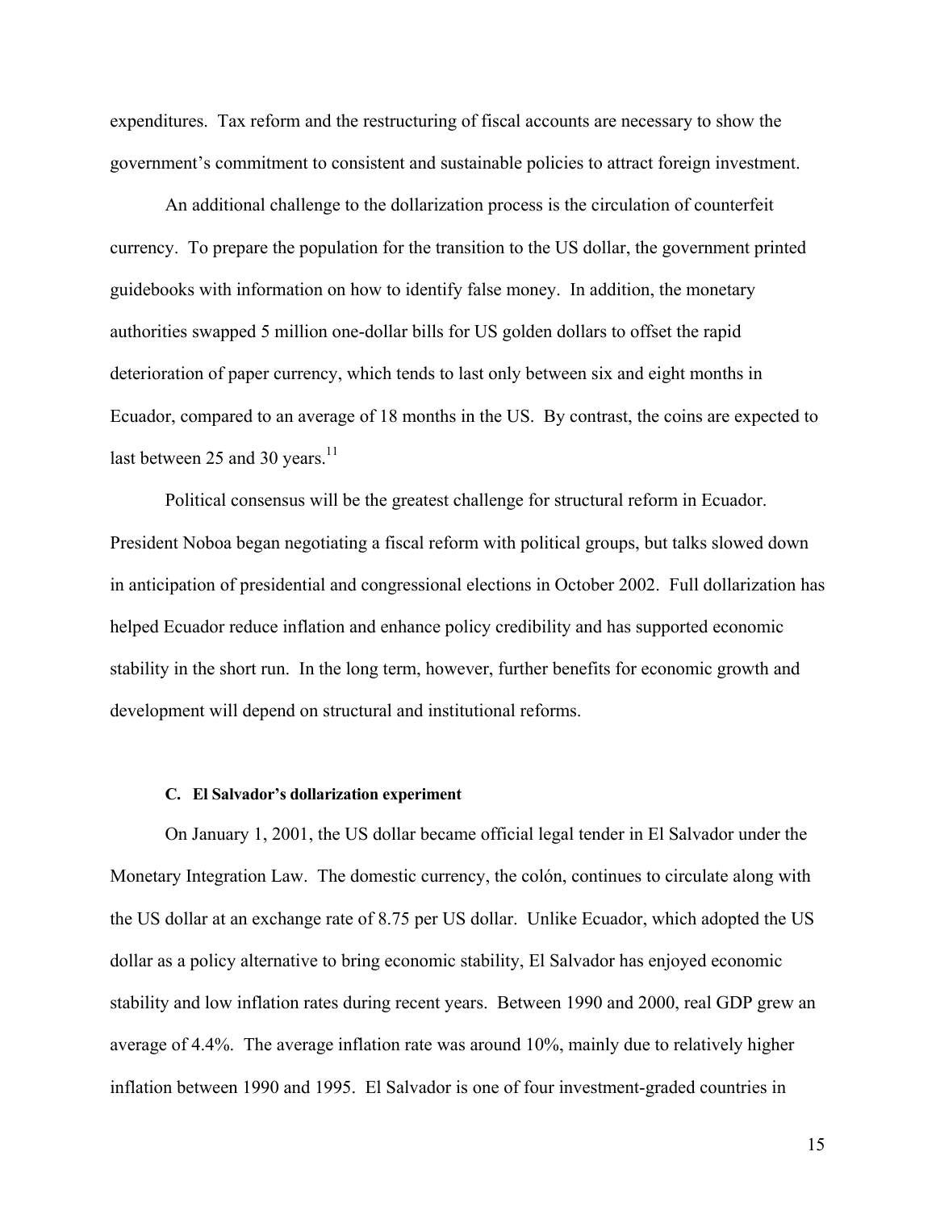expenditures. Tax reform and the restructuring of fiscal accounts are necessary to show the government's commitment to consistent and sustainable policies to attract foreign investment.

An additional challenge to the dollarization process is the circulation of counterfeit currency. To prepare the population for the transition to the US dollar, the government printed guidebooks with information on how to identify false money. In addition, the monetary authorities swapped 5 million one-dollar bills for US golden dollars to offset the rapid deterioration of paper currency, which tends to last only between six and eight months in Ecuador, compared to an average of 18 months in the US. By contrast, the coins are expected to last between 25 and 30 years.[11]

Political consensus will be the greatest challenge for structural reform in Ecuador. President Noboa began negotiating a fiscal reform with political groups, but talks slowed down in anticipation of presidential and congressional elections in October 2002. Full dollarization has helped Ecuador reduce inflation and enhance policy credibility and has supported economic stability in the short run. In the long term, however, further benefits for economic growth and development will depend on structural and institutional reforms.

### C. El Salvador's dollarization experiment

On January 1, 2001, the US dollar became official legal tender in El Salvador under the Monetary Integration Law. The domestic currency, the colón, continues to circulate along with the US dollar at an exchange rate of 8.75 per US dollar. Unlike Ecuador, which adopted the US dollar as a policy alternative to bring economic stability, El Salvador has enjoyed economic stability and low inflation rates during recent years. Between 1990 and 2000, real GDP grew an average of 4.4%. The average inflation rate was around 10%, mainly due to relatively higher inflation between 1990 and 1995. El Salvador is one of four investment-graded countries in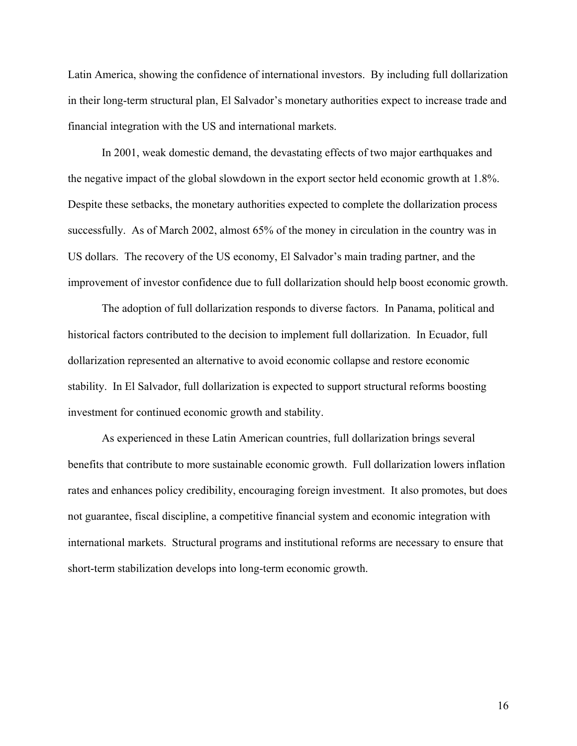Latin America, showing the confidence of international investors. By including full dollarization in their long-term structural plan, El Salvador's monetary authorities expect to increase trade and financial integration with the US and international markets.

In 2001, weak domestic demand, the devastating effects of two major earthquakes and the negative impact of the global slowdown in the export sector held economic growth at 1.8%. Despite these setbacks, the monetary authorities expected to complete the dollarization process successfully. As of March 2002, almost 65% of the money in circulation in the country was in US dollars. The recovery of the US economy, El Salvador's main trading partner, and the improvement of investor confidence due to full dollarization should help boost economic growth.

The adoption of full dollarization responds to diverse factors. In Panama, political and historical factors contributed to the decision to implement full dollarization. In Ecuador, full dollarization represented an alternative to avoid economic collapse and restore economic stability. In El Salvador, full dollarization is expected to support structural reforms boosting investment for continued economic growth and stability.

As experienced in these Latin American countries, full dollarization brings several benefits that contribute to more sustainable economic growth. Full dollarization lowers inflation rates and enhances policy credibility, encouraging foreign investment. It also promotes, but does not guarantee, fiscal discipline, a competitive financial system and economic integration with international markets. Structural programs and institutional reforms are necessary to ensure that short-term stabilization develops into long-term economic growth.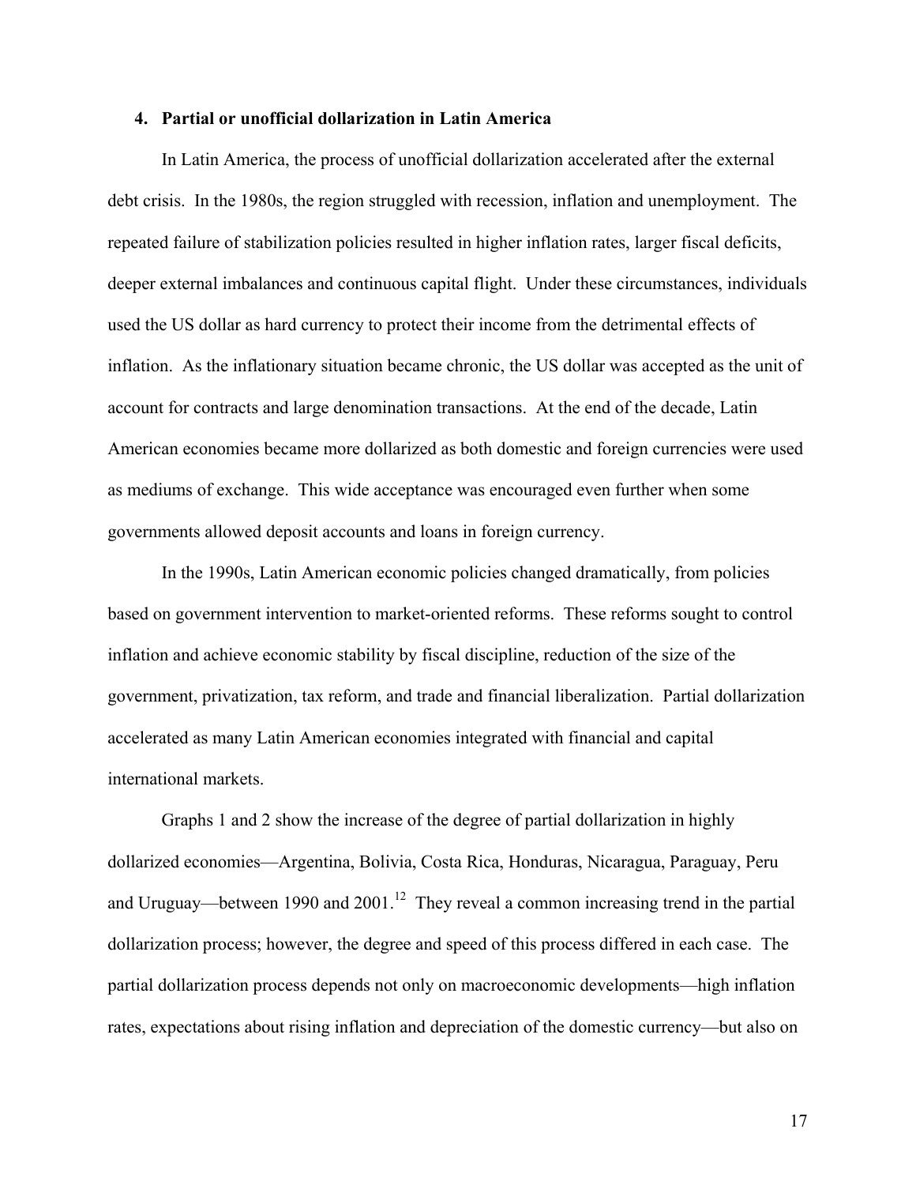## 4. Partial or unofficial dollarization in Latin America

In Latin America, the process of unofficial dollarization accelerated after the external debt crisis. In the 1980s, the region struggled with recession, inflation and unemployment. The repeated failure of stabilization policies resulted in higher inflation rates, larger fiscal deficits, deeper external imbalances and continuous capital flight. Under these circumstances, individuals used the US dollar as hard currency to protect their income from the detrimental effects of inflation. As the inflationary situation became chronic, the US dollar was accepted as the unit of account for contracts and large denomination transactions. At the end of the decade, Latin American economies became more dollarized as both domestic and foreign currencies were used as mediums of exchange. This wide acceptance was encouraged even further when some governments allowed deposit accounts and loans in foreign currency.

In the 1990s, Latin American economic policies changed dramatically, from policies based on government intervention to market-oriented reforms. These reforms sought to control inflation and achieve economic stability by fiscal discipline, reduction of the size of the government, privatization, tax reform, and trade and financial liberalization. Partial dollarization accelerated as many Latin American economies integrated with financial and capital international markets.

Graphs 1 and 2 show the increase of the degree of partial dollarization in highly dollarized economies—Argentina, Bolivia, Costa Rica, Honduras, Nicaragua, Paraguay, Peru and Uruguay—between 1990 and 2001.[12] They reveal a common increasing trend in the partial dollarization process; however, the degree and speed of this process differed in each case. The partial dollarization process depends not only on macroeconomic developments—high inflation rates, expectations about rising inflation and depreciation of the domestic currency—but also on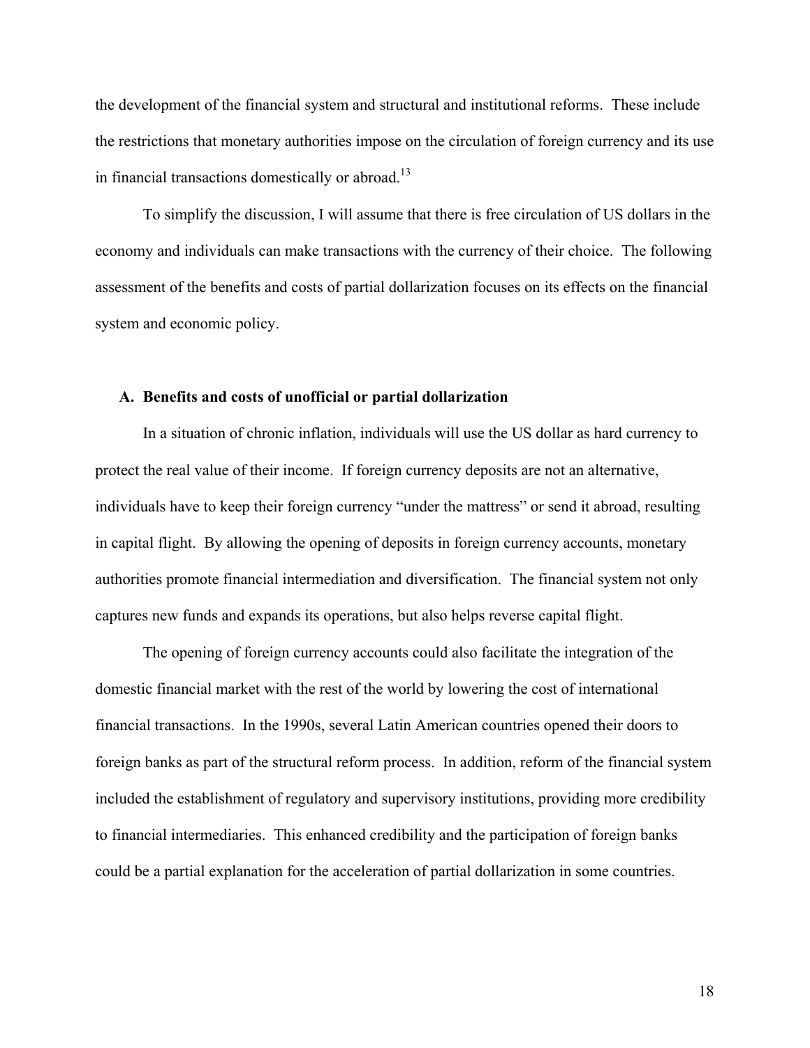the development of the financial system and structural and institutional reforms. These include the restrictions that monetary authorities impose on the circulation of foreign currency and its use in financial transactions domestically or abroad.[13]

To simplify the discussion, I will assume that there is free circulation of US dollars in the economy and individuals can make transactions with the currency of their choice. The following assessment of the benefits and costs of partial dollarization focuses on its effects on the financial system and economic policy.

### A. Benefits and costs of unofficial or partial dollarization

In a situation of chronic inflation, individuals will use the US dollar as hard currency to protect the real value of their income. If foreign currency deposits are not an alternative, individuals have to keep their foreign currency "under the mattress" or send it abroad, resulting in capital flight. By allowing the opening of deposits in foreign currency accounts, monetary authorities promote financial intermediation and diversification. The financial system not only captures new funds and expands its operations, but also helps reverse capital flight.

The opening of foreign currency accounts could also facilitate the integration of the domestic financial market with the rest of the world by lowering the cost of international financial transactions. In the 1990s, several Latin American countries opened their doors to foreign banks as part of the structural reform process. In addition, reform of the financial system included the establishment of regulatory and supervisory institutions, providing more credibility to financial intermediaries. This enhanced credibility and the participation of foreign banks could be a partial explanation for the acceleration of partial dollarization in some countries.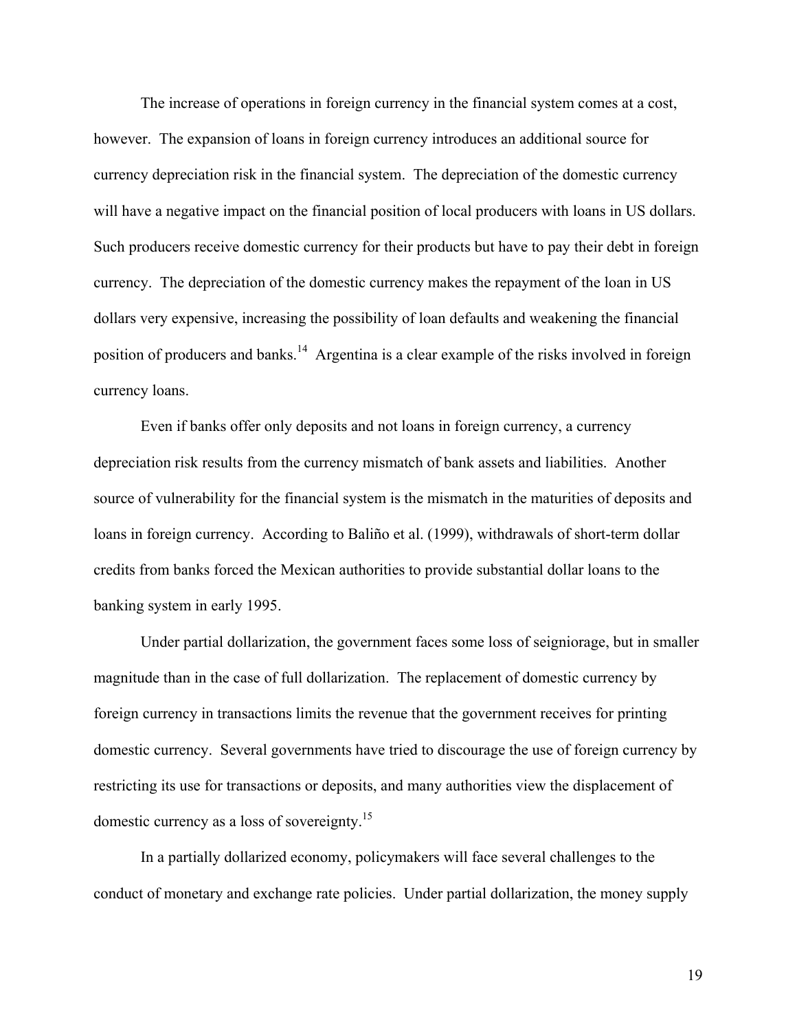The increase of operations in foreign currency in the financial system comes at a cost, however. The expansion of loans in foreign currency introduces an additional source for currency depreciation risk in the financial system. The depreciation of the domestic currency will have a negative impact on the financial position of local producers with loans in US dollars. Such producers receive domestic currency for their products but have to pay their debt in foreign currency. The depreciation of the domestic currency makes the repayment of the loan in US dollars very expensive, increasing the possibility of loan defaults and weakening the financial position of producers and banks.[14] Argentina is a clear example of the risks involved in foreign currency loans.

Even if banks offer only deposits and not loans in foreign currency, a currency depreciation risk results from the currency mismatch of bank assets and liabilities. Another source of vulnerability for the financial system is the mismatch in the maturities of deposits and loans in foreign currency. According to Baliño et al. (1999), withdrawals of short-term dollar credits from banks forced the Mexican authorities to provide substantial dollar loans to the banking system in early 1995.

Under partial dollarization, the government faces some loss of seigniorage, but in smaller magnitude than in the case of full dollarization. The replacement of domestic currency by foreign currency in transactions limits the revenue that the government receives for printing domestic currency. Several governments have tried to discourage the use of foreign currency by restricting its use for transactions or deposits, and many authorities view the displacement of domestic currency as a loss of sovereignty.[15]

In a partially dollarized economy, policymakers will face several challenges to the conduct of monetary and exchange rate policies. Under partial dollarization, the money supply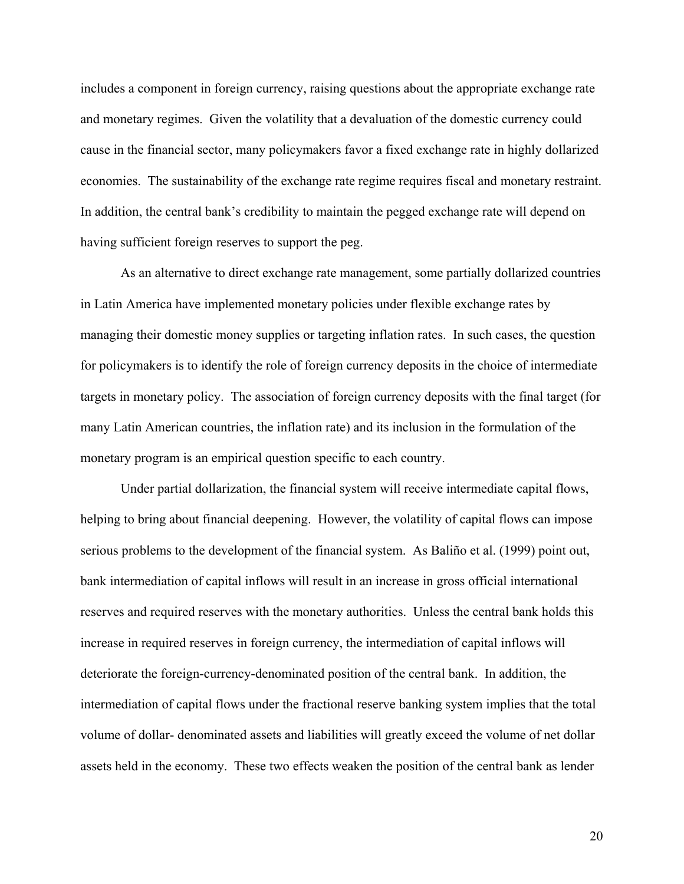includes a component in foreign currency, raising questions about the appropriate exchange rate and monetary regimes. Given the volatility that a devaluation of the domestic currency could cause in the financial sector, many policymakers favor a fixed exchange rate in highly dollarized economies. The sustainability of the exchange rate regime requires fiscal and monetary restraint. In addition, the central bank's credibility to maintain the pegged exchange rate will depend on having sufficient foreign reserves to support the peg.

As an alternative to direct exchange rate management, some partially dollarized countries in Latin America have implemented monetary policies under flexible exchange rates by managing their domestic money supplies or targeting inflation rates. In such cases, the question for policymakers is to identify the role of foreign currency deposits in the choice of intermediate targets in monetary policy. The association of foreign currency deposits with the final target (for many Latin American countries, the inflation rate) and its inclusion in the formulation of the monetary program is an empirical question specific to each country.

Under partial dollarization, the financial system will receive intermediate capital flows, helping to bring about financial deepening. However, the volatility of capital flows can impose serious problems to the development of the financial system. As Baliño et al. (1999) point out, bank intermediation of capital inflows will result in an increase in gross official international reserves and required reserves with the monetary authorities. Unless the central bank holds this increase in required reserves in foreign currency, the intermediation of capital inflows will deteriorate the foreign-currency-denominated position of the central bank. In addition, the intermediation of capital flows under the fractional reserve banking system implies that the total volume of dollar- denominated assets and liabilities will greatly exceed the volume of net dollar assets held in the economy. These two effects weaken the position of the central bank as lender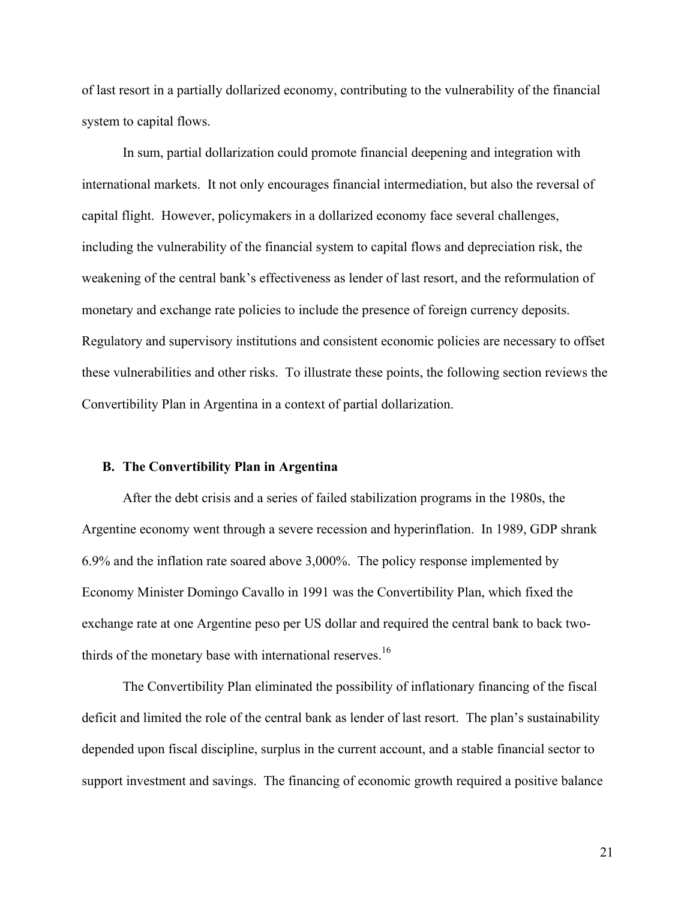of last resort in a partially dollarized economy, contributing to the vulnerability of the financial system to capital flows.

In sum, partial dollarization could promote financial deepening and integration with international markets. It not only encourages financial intermediation, but also the reversal of capital flight. However, policymakers in a dollarized economy face several challenges, including the vulnerability of the financial system to capital flows and depreciation risk, the weakening of the central bank's effectiveness as lender of last resort, and the reformulation of monetary and exchange rate policies to include the presence of foreign currency deposits. Regulatory and supervisory institutions and consistent economic policies are necessary to offset these vulnerabilities and other risks. To illustrate these points, the following section reviews the Convertibility Plan in Argentina in a context of partial dollarization.

### B. The Convertibility Plan in Argentina

After the debt crisis and a series of failed stabilization programs in the 1980s, the Argentine economy went through a severe recession and hyperinflation. In 1989, GDP shrank 6.9% and the inflation rate soared above 3,000%. The policy response implemented by Economy Minister Domingo Cavallo in 1991 was the Convertibility Plan, which fixed the exchange rate at one Argentine peso per US dollar and required the central bank to back two-thirds of the monetary base with international reserves.[16]

The Convertibility Plan eliminated the possibility of inflationary financing of the fiscal deficit and limited the role of the central bank as lender of last resort. The plan's sustainability depended upon fiscal discipline, surplus in the current account, and a stable financial sector to support investment and savings. The financing of economic growth required a positive balance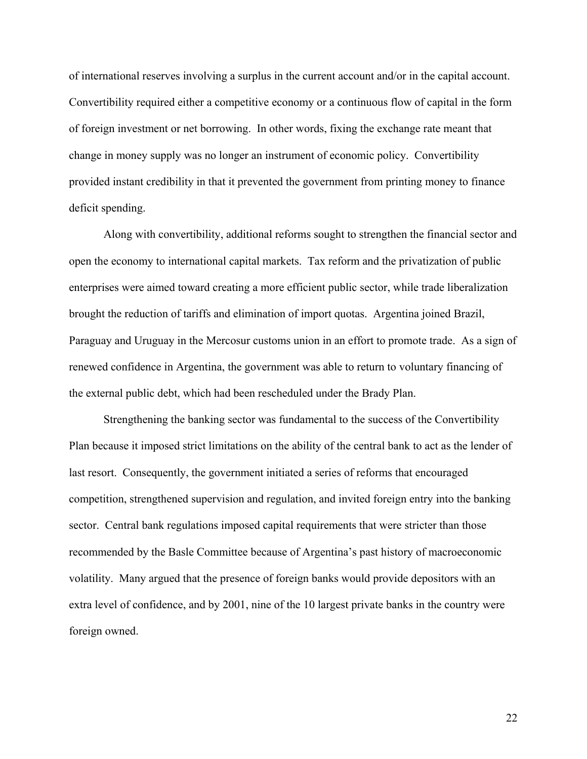of international reserves involving a surplus in the current account and/or in the capital account. Convertibility required either a competitive economy or a continuous flow of capital in the form of foreign investment or net borrowing. In other words, fixing the exchange rate meant that change in money supply was no longer an instrument of economic policy. Convertibility provided instant credibility in that it prevented the government from printing money to finance deficit spending.

Along with convertibility, additional reforms sought to strengthen the financial sector and open the economy to international capital markets. Tax reform and the privatization of public enterprises were aimed toward creating a more efficient public sector, while trade liberalization brought the reduction of tariffs and elimination of import quotas. Argentina joined Brazil, Paraguay and Uruguay in the Mercosur customs union in an effort to promote trade. As a sign of renewed confidence in Argentina, the government was able to return to voluntary financing of the external public debt, which had been rescheduled under the Brady Plan.

Strengthening the banking sector was fundamental to the success of the Convertibility Plan because it imposed strict limitations on the ability of the central bank to act as the lender of last resort. Consequently, the government initiated a series of reforms that encouraged competition, strengthened supervision and regulation, and invited foreign entry into the banking sector. Central bank regulations imposed capital requirements that were stricter than those recommended by the Basle Committee because of Argentina's past history of macroeconomic volatility. Many argued that the presence of foreign banks would provide depositors with an extra level of confidence, and by 2001, nine of the 10 largest private banks in the country were foreign owned.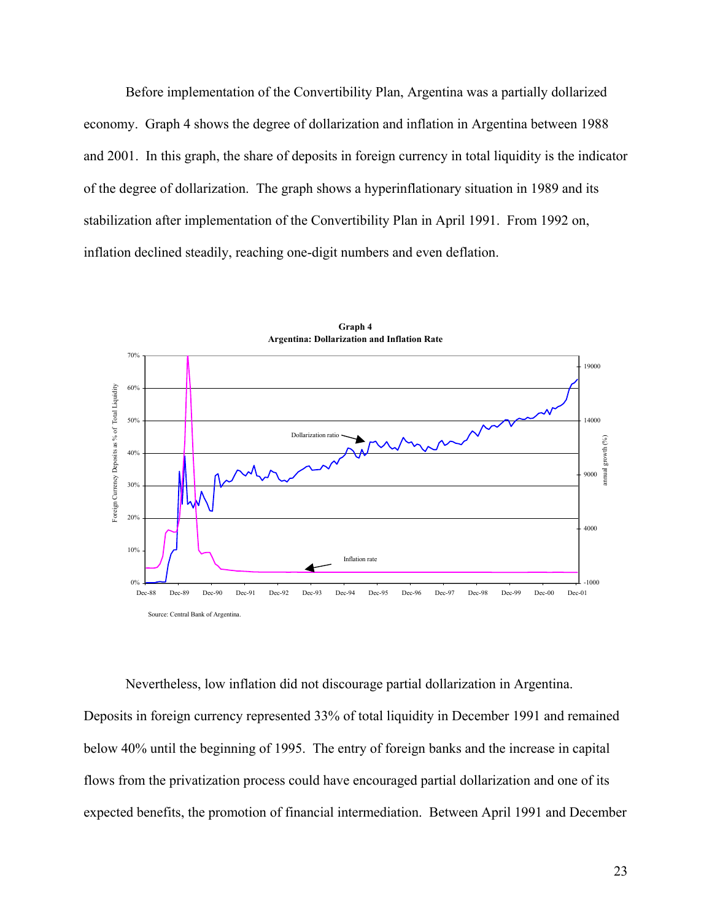Before implementation of the Convertibility Plan, Argentina was a partially dollarized economy. Graph 4 shows the degree of dollarization and inflation in Argentina between 1988 and 2001. In this graph, the share of deposits in foreign currency in total liquidity is the indicator of the degree of dollarization. The graph shows a hyperinflationary situation in 1989 and its stabilization after implementation of the Convertibility Plan in April 1991. From 1992 on, inflation declined steadily, reaching one-digit numbers and even deflation.

**Graph 4**
**Argentina: Dollarization and Inflation Rate**

Source: Central Bank of Argentina.

Nevertheless, low inflation did not discourage partial dollarization in Argentina. Deposits in foreign currency represented 33% of total liquidity in December 1991 and remained below 40% until the beginning of 1995. The entry of foreign banks and the increase in capital flows from the privatization process could have encouraged partial dollarization and one of its expected benefits, the promotion of financial intermediation. Between April 1991 and December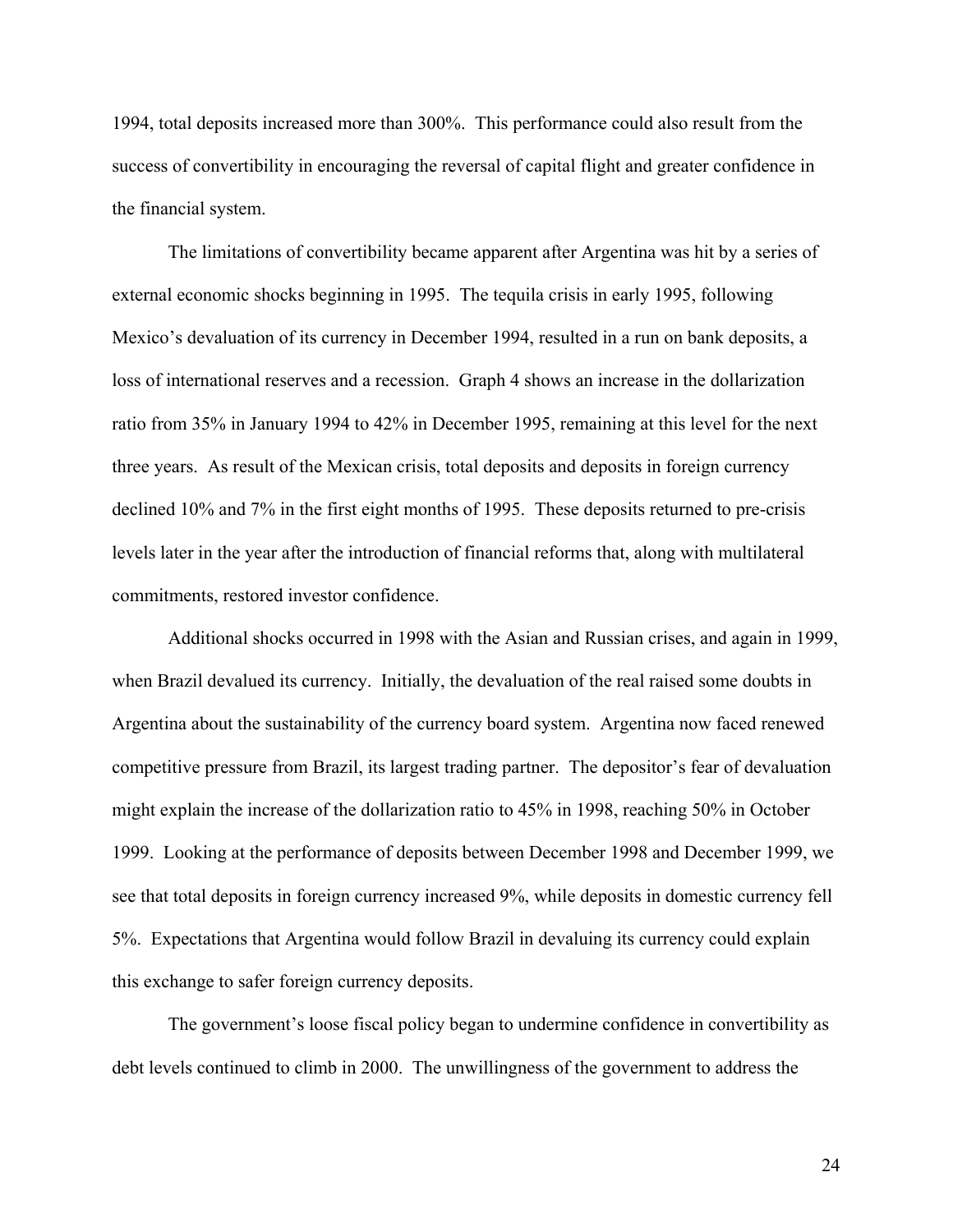1994, total deposits increased more than 300%. This performance could also result from the success of convertibility in encouraging the reversal of capital flight and greater confidence in the financial system.

The limitations of convertibility became apparent after Argentina was hit by a series of external economic shocks beginning in 1995. The tequila crisis in early 1995, following Mexico's devaluation of its currency in December 1994, resulted in a run on bank deposits, a loss of international reserves and a recession. Graph 4 shows an increase in the dollarization ratio from 35% in January 1994 to 42% in December 1995, remaining at this level for the next three years. As result of the Mexican crisis, total deposits and deposits in foreign currency declined 10% and 7% in the first eight months of 1995. These deposits returned to pre-crisis levels later in the year after the introduction of financial reforms that, along with multilateral commitments, restored investor confidence.

Additional shocks occurred in 1998 with the Asian and Russian crises, and again in 1999, when Brazil devalued its currency. Initially, the devaluation of the real raised some doubts in Argentina about the sustainability of the currency board system. Argentina now faced renewed competitive pressure from Brazil, its largest trading partner. The depositor's fear of devaluation might explain the increase of the dollarization ratio to 45% in 1998, reaching 50% in October 1999. Looking at the performance of deposits between December 1998 and December 1999, we see that total deposits in foreign currency increased 9%, while deposits in domestic currency fell 5%. Expectations that Argentina would follow Brazil in devaluing its currency could explain this exchange to safer foreign currency deposits.

The government's loose fiscal policy began to undermine confidence in convertibility as debt levels continued to climb in 2000. The unwillingness of the government to address the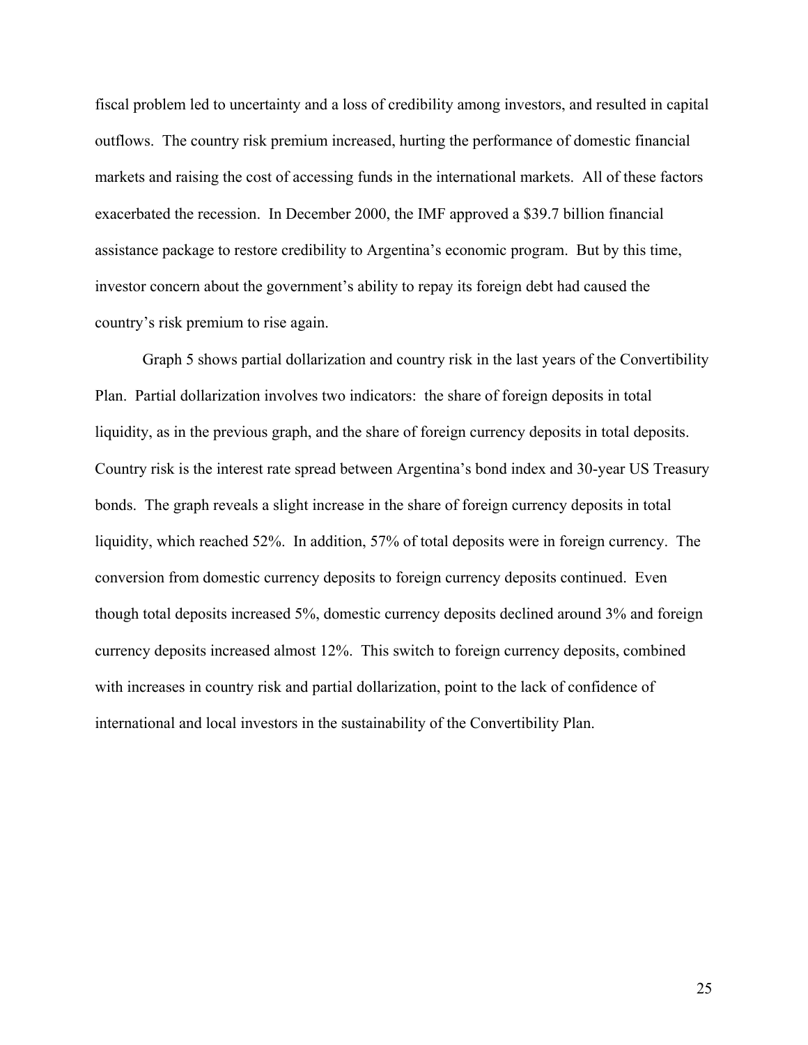fiscal problem led to uncertainty and a loss of credibility among investors, and resulted in capital outflows. The country risk premium increased, hurting the performance of domestic financial markets and raising the cost of accessing funds in the international markets. All of these factors exacerbated the recession. In December 2000, the IMF approved a $39.7 billion financial assistance package to restore credibility to Argentina's economic program. But by this time, investor concern about the government's ability to repay its foreign debt had caused the country's risk premium to rise again.

Graph 5 shows partial dollarization and country risk in the last years of the Convertibility Plan. Partial dollarization involves two indicators: the share of foreign deposits in total liquidity, as in the previous graph, and the share of foreign currency deposits in total deposits. Country risk is the interest rate spread between Argentina's bond index and 30-year US Treasury bonds. The graph reveals a slight increase in the share of foreign currency deposits in total liquidity, which reached 52%. In addition, 57% of total deposits were in foreign currency. The conversion from domestic currency deposits to foreign currency deposits continued. Even though total deposits increased 5%, domestic currency deposits declined around 3% and foreign currency deposits increased almost 12%. This switch to foreign currency deposits, combined with increases in country risk and partial dollarization, point to the lack of confidence of international and local investors in the sustainability of the Convertibility Plan.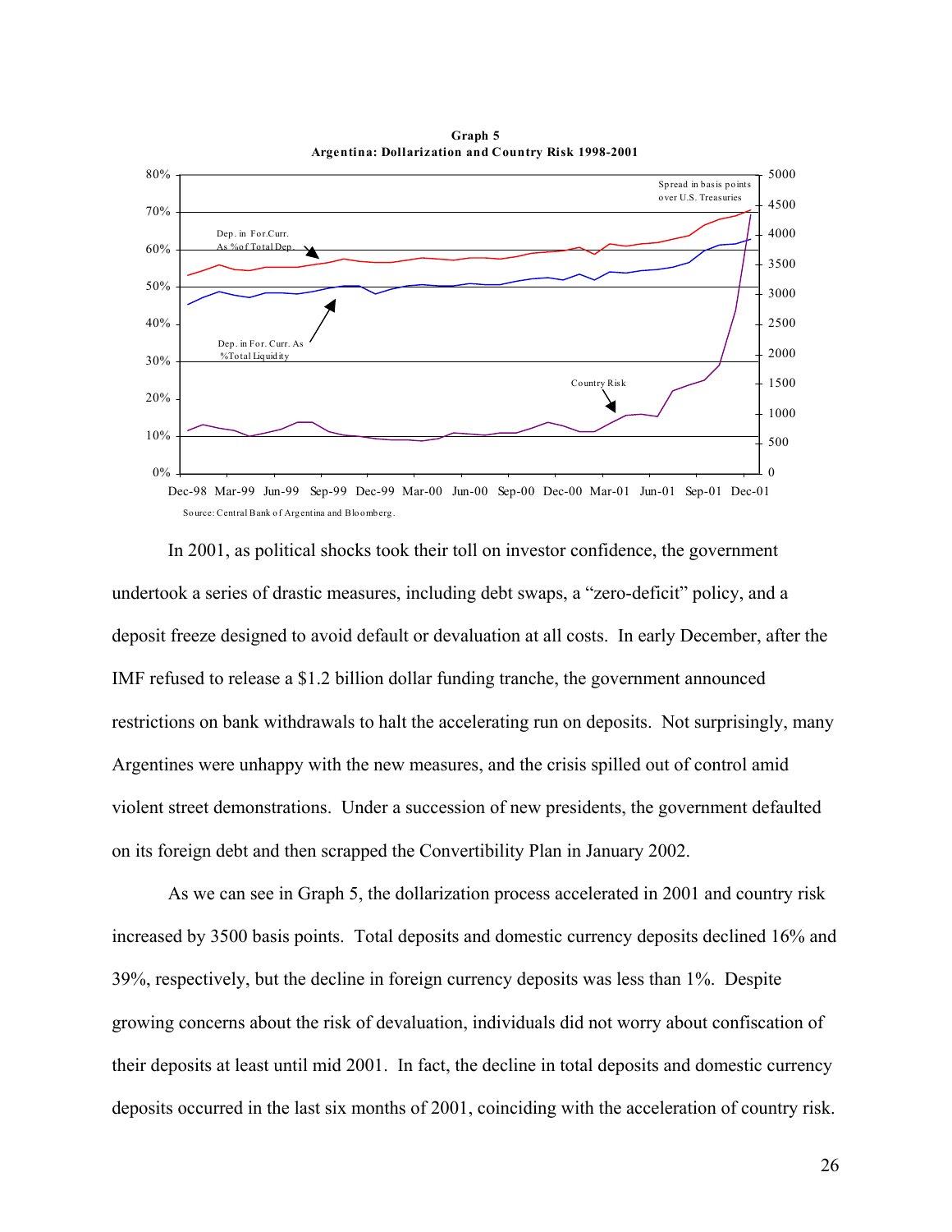**Graph 5**
**Argentina: Dollarization and Country Risk 1998-2001**

Source: Central Bank of Argentina and Bloomberg.

In 2001, as political shocks took their toll on investor confidence, the government undertook a series of drastic measures, including debt swaps, a "zero-deficit" policy, and a deposit freeze designed to avoid default or devaluation at all costs. In early December, after the IMF refused to release a $1.2 billion dollar funding tranche, the government announced restrictions on bank withdrawals to halt the accelerating run on deposits. Not surprisingly, many Argentines were unhappy with the new measures, and the crisis spilled out of control amid violent street demonstrations. Under a succession of new presidents, the government defaulted on its foreign debt and then scrapped the Convertibility Plan in January 2002.

As we can see in Graph 5, the dollarization process accelerated in 2001 and country risk increased by 3500 basis points. Total deposits and domestic currency deposits declined 16% and 39%, respectively, but the decline in foreign currency deposits was less than 1%. Despite growing concerns about the risk of devaluation, individuals did not worry about confiscation of their deposits at least until mid 2001. In fact, the decline in total deposits and domestic currency deposits occurred in the last six months of 2001, coinciding with the acceleration of country risk.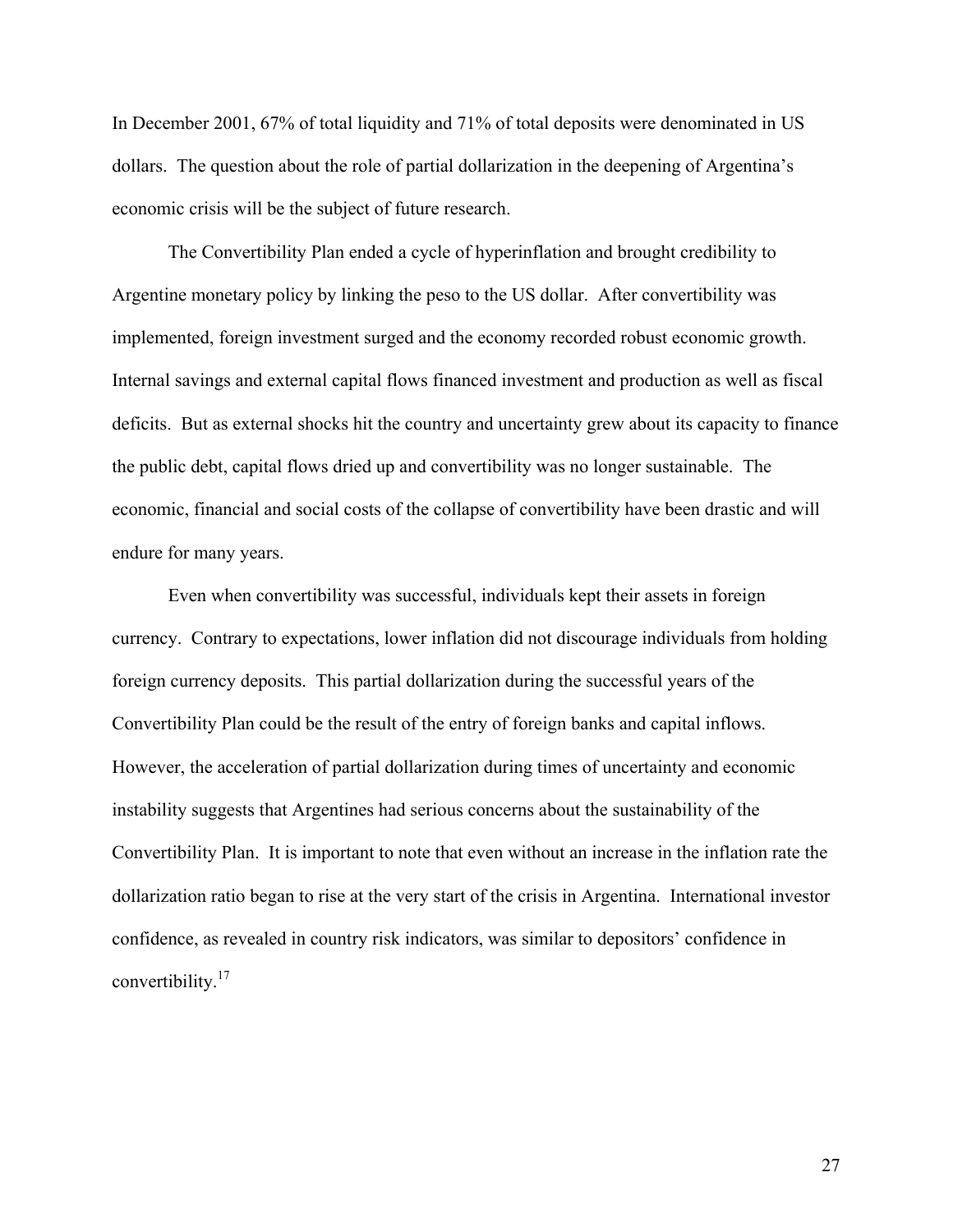In December 2001, 67% of total liquidity and 71% of total deposits were denominated in US dollars. The question about the role of partial dollarization in the deepening of Argentina's economic crisis will be the subject of future research.

The Convertibility Plan ended a cycle of hyperinflation and brought credibility to Argentine monetary policy by linking the peso to the US dollar. After convertibility was implemented, foreign investment surged and the economy recorded robust economic growth. Internal savings and external capital flows financed investment and production as well as fiscal deficits. But as external shocks hit the country and uncertainty grew about its capacity to finance the public debt, capital flows dried up and convertibility was no longer sustainable. The economic, financial and social costs of the collapse of convertibility have been drastic and will endure for many years.

Even when convertibility was successful, individuals kept their assets in foreign currency. Contrary to expectations, lower inflation did not discourage individuals from holding foreign currency deposits. This partial dollarization during the successful years of the Convertibility Plan could be the result of the entry of foreign banks and capital inflows. However, the acceleration of partial dollarization during times of uncertainty and economic instability suggests that Argentines had serious concerns about the sustainability of the Convertibility Plan. It is important to note that even without an increase in the inflation rate the dollarization ratio began to rise at the very start of the crisis in Argentina. International investor confidence, as revealed in country risk indicators, was similar to depositors' confidence in convertibility.[17]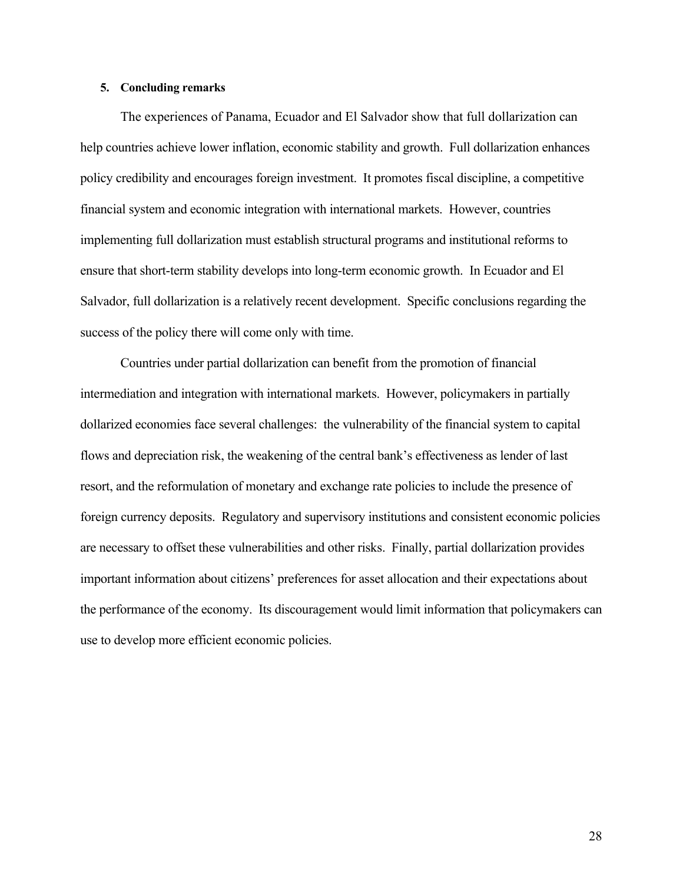## 5. Concluding remarks

The experiences of Panama, Ecuador and El Salvador show that full dollarization can help countries achieve lower inflation, economic stability and growth. Full dollarization enhances policy credibility and encourages foreign investment. It promotes fiscal discipline, a competitive financial system and economic integration with international markets. However, countries implementing full dollarization must establish structural programs and institutional reforms to ensure that short-term stability develops into long-term economic growth. In Ecuador and El Salvador, full dollarization is a relatively recent development. Specific conclusions regarding the success of the policy there will come only with time.

Countries under partial dollarization can benefit from the promotion of financial intermediation and integration with international markets. However, policymakers in partially dollarized economies face several challenges: the vulnerability of the financial system to capital flows and depreciation risk, the weakening of the central bank's effectiveness as lender of last resort, and the reformulation of monetary and exchange rate policies to include the presence of foreign currency deposits. Regulatory and supervisory institutions and consistent economic policies are necessary to offset these vulnerabilities and other risks. Finally, partial dollarization provides important information about citizens' preferences for asset allocation and their expectations about the performance of the economy. Its discouragement would limit information that policymakers can use to develop more efficient economic policies.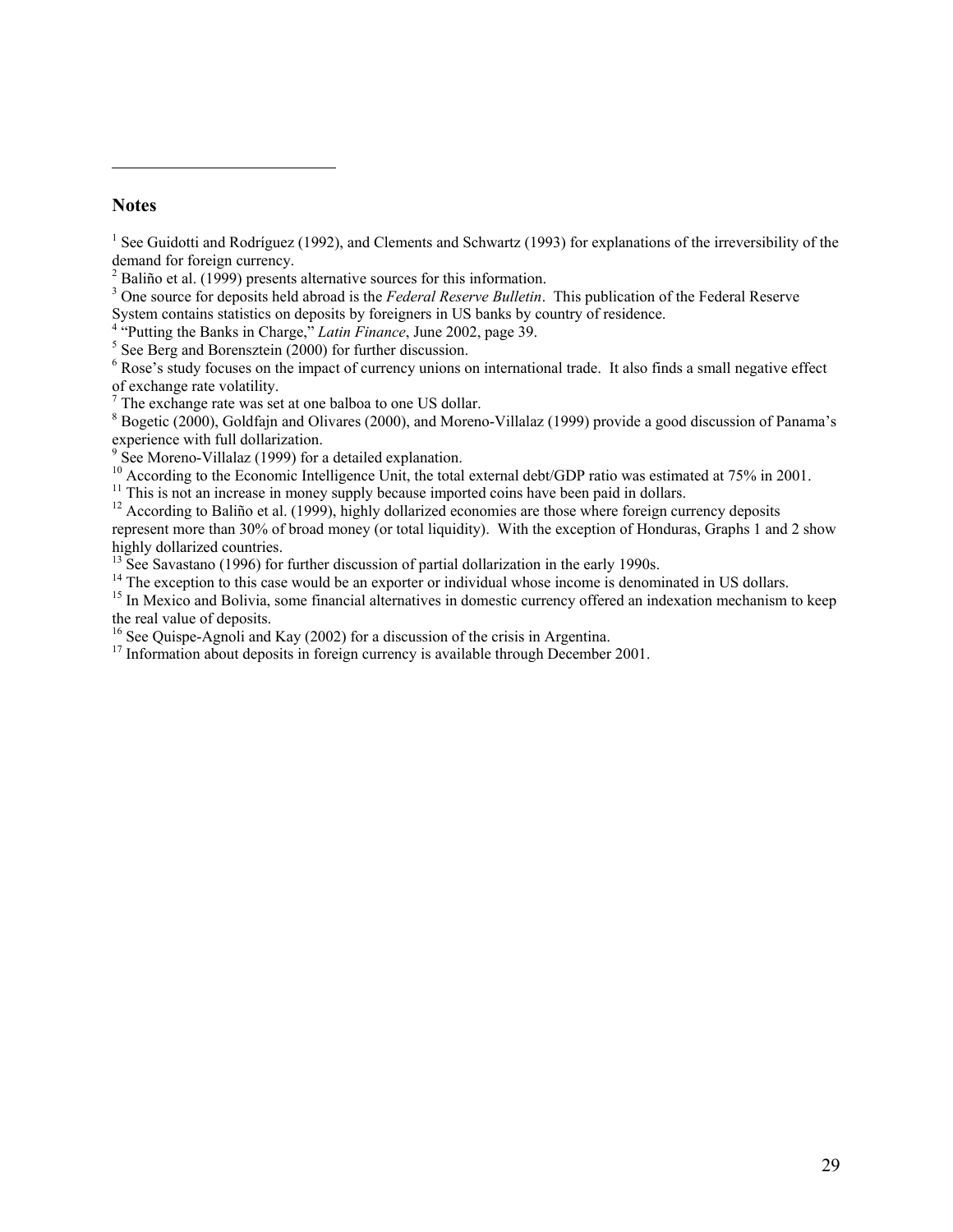## Notes

[1] See Guidotti and Rodríguez (1992), and Clements and Schwartz (1993) for explanations of the irreversibility of the demand for foreign currency.

[2] Baliño et al. (1999) presents alternative sources for this information.

[3] One source for deposits held abroad is the *Federal Reserve Bulletin*. This publication of the Federal Reserve System contains statistics on deposits by foreigners in US banks by country of residence.

[4] "Putting the Banks in Charge," *Latin Finance*, June 2002, page 39.

[5] See Berg and Borensztein (2000) for further discussion.

[6] Rose's study focuses on the impact of currency unions on international trade. It also finds a small negative effect of exchange rate volatility.

[7] The exchange rate was set at one balboa to one US dollar.

[8] Bogetic (2000), Goldfajn and Olivares (2000), and Moreno-Villalaz (1999) provide a good discussion of Panama's experience with full dollarization.

[9] See Moreno-Villalaz (1999) for a detailed explanation.

[10] According to the Economic Intelligence Unit, the total external debt/GDP ratio was estimated at 75% in 2001.

[11] This is not an increase in money supply because imported coins have been paid in dollars.

[12] According to Baliño et al. (1999), highly dollarized economies are those where foreign currency deposits represent more than 30% of broad money (or total liquidity). With the exception of Honduras, Graphs 1 and 2 show highly dollarized countries.

[13] See Savastano (1996) for further discussion of partial dollarization in the early 1990s.

[14] The exception to this case would be an exporter or individual whose income is denominated in US dollars.

[15] In Mexico and Bolivia, some financial alternatives in domestic currency offered an indexation mechanism to keep the real value of deposits.

[16] See Quispe-Agnoli and Kay (2002) for a discussion of the crisis in Argentina.

[17] Information about deposits in foreign currency is available through December 2001.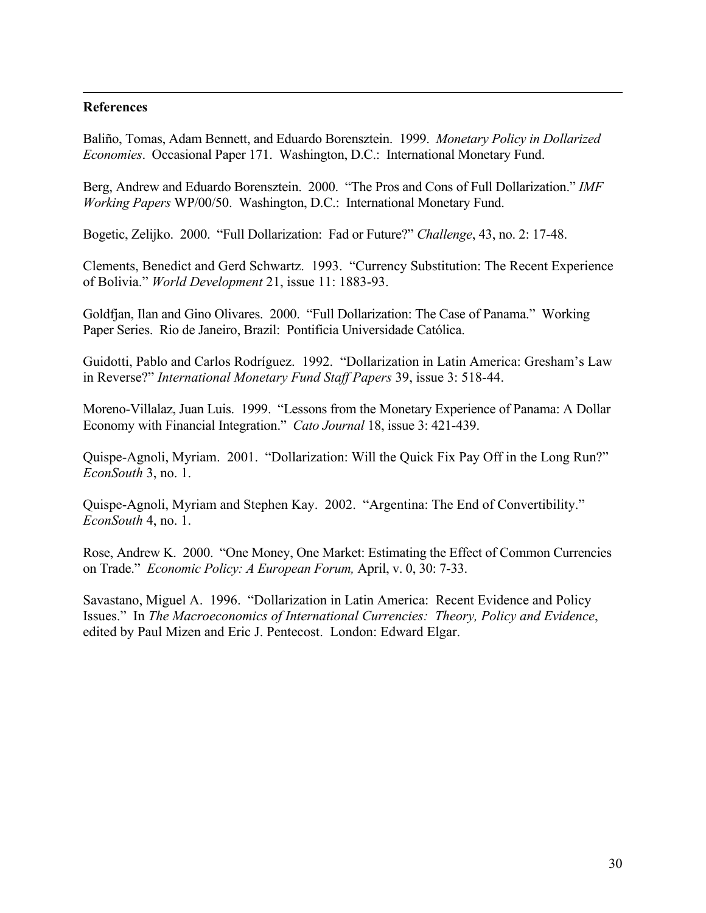## References

Baliño, Tomas, Adam Bennett, and Eduardo Borensztein. 1999. *Monetary Policy in Dollarized Economies*. Occasional Paper 171. Washington, D.C.: International Monetary Fund.

Berg, Andrew and Eduardo Borensztein. 2000. "The Pros and Cons of Full Dollarization." *IMF Working Papers* WP/00/50. Washington, D.C.: International Monetary Fund.

Bogetic, Zelijko. 2000. "Full Dollarization: Fad or Future?" *Challenge*, 43, no. 2: 17-48.

Clements, Benedict and Gerd Schwartz. 1993. "Currency Substitution: The Recent Experience of Bolivia." *World Development* 21, issue 11: 1883-93.

Goldfjan, Ilan and Gino Olivares. 2000. "Full Dollarization: The Case of Panama." Working Paper Series. Rio de Janeiro, Brazil: Pontificia Universidade Católica.

Guidotti, Pablo and Carlos Rodríguez. 1992. "Dollarization in Latin America: Gresham's Law in Reverse?" *International Monetary Fund Staff Papers* 39, issue 3: 518-44.

Moreno-Villalaz, Juan Luis. 1999. "Lessons from the Monetary Experience of Panama: A Dollar Economy with Financial Integration." *Cato Journal* 18, issue 3: 421-439.

Quispe-Agnoli, Myriam. 2001. "Dollarization: Will the Quick Fix Pay Off in the Long Run?" *EconSouth* 3, no. 1.

Quispe-Agnoli, Myriam and Stephen Kay. 2002. "Argentina: The End of Convertibility." *EconSouth* 4, no. 1.

Rose, Andrew K. 2000. "One Money, One Market: Estimating the Effect of Common Currencies on Trade." *Economic Policy: A European Forum,* April, v. 0, 30: 7-33.

Savastano, Miguel A. 1996. "Dollarization in Latin America: Recent Evidence and Policy Issues." In *The Macroeconomics of International Currencies: Theory, Policy and Evidence*, edited by Paul Mizen and Eric J. Pentecost. London: Edward Elgar.